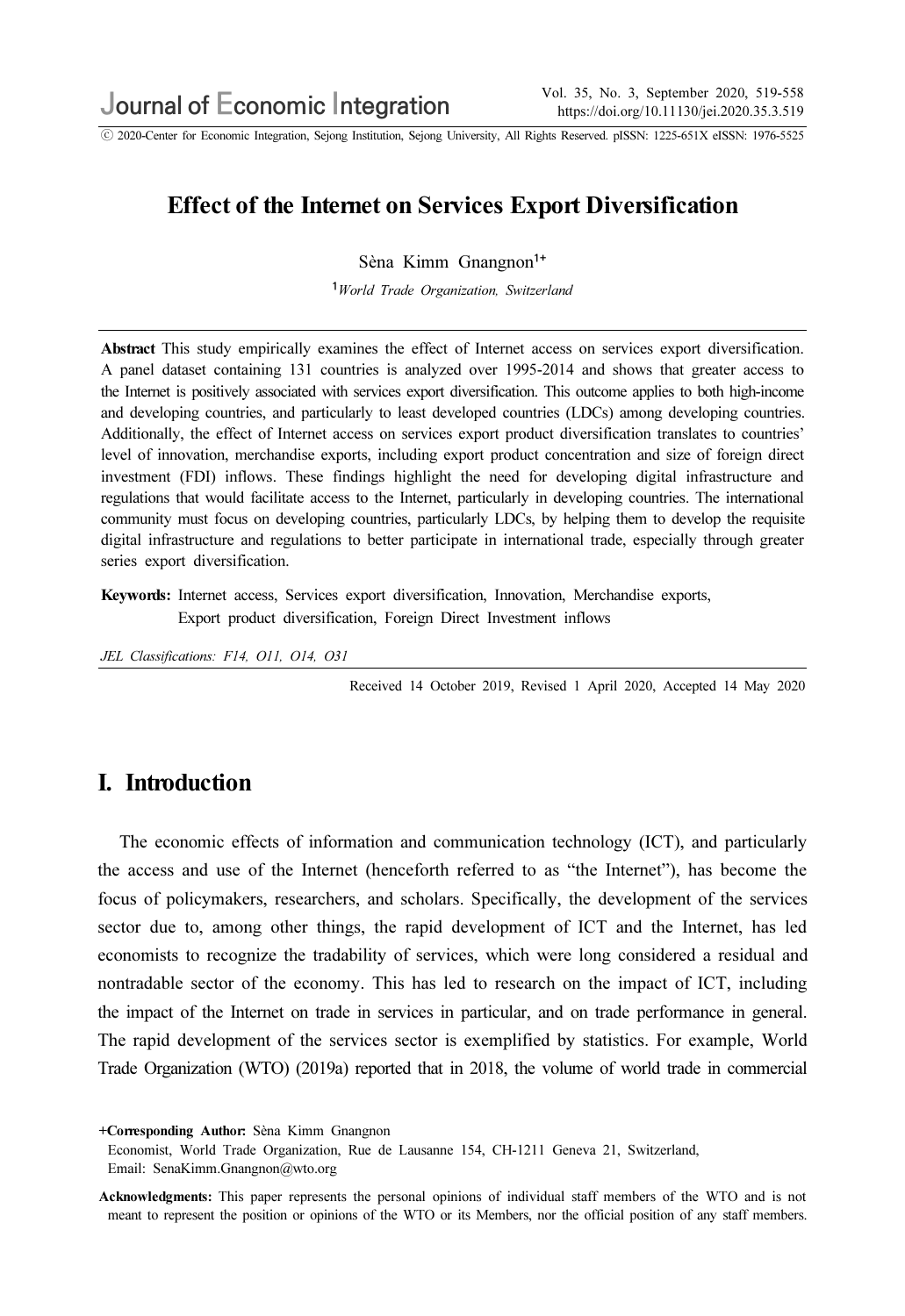# Effect of the Internet on Services Export Diversification

Sèna Kimm Gnangnon[1+]

[1]*World Trade Organization, Switzerland*

**Abstract** This study empirically examines the effect of Internet access on services export diversification. A panel dataset containing 131 countries is analyzed over 1995-2014 and shows that greater access to the Internet is positively associated with services export diversification. This outcome applies to both high-income and developing countries, and particularly to least developed countries (LDCs) among developing countries. Additionally, the effect of Internet access on services export product diversification translates to countries' level of innovation, merchandise exports, including export product concentration and size of foreign direct investment (FDI) inflows. These findings highlight the need for developing digital infrastructure and regulations that would facilitate access to the Internet, particularly in developing countries. The international community must focus on developing countries, particularly LDCs, by helping them to develop the requisite digital infrastructure and regulations to better participate in international trade, especially through greater series export diversification.

**Keywords:** Internet access, Services export diversification, Innovation, Merchandise exports, Export product diversification, Foreign Direct Investment inflows

*JEL Classifications: F14, O11, O14, O31*

Received 14 October 2019, Revised 1 April 2020, Accepted 14 May 2020

## I. Introduction

The economic effects of information and communication technology (ICT), and particularly the access and use of the Internet (henceforth referred to as "the Internet"), has become the focus of policymakers, researchers, and scholars. Specifically, the development of the services sector due to, among other things, the rapid development of ICT and the Internet, has led economists to recognize the tradability of services, which were long considered a residual and nontradable sector of the economy. This has led to research on the impact of ICT, including the impact of the Internet on trade in services in particular, and on trade performance in general. The rapid development of the services sector is exemplified by statistics. For example, World Trade Organization (WTO) (2019a) reported that in 2018, the volume of world trade in commercial

**+Corresponding Author:** Sèna Kimm Gnangnon
Economist, World Trade Organization, Rue de Lausanne 154, CH-1211 Geneva 21, Switzerland,
Email: SenaKimm.Gnangnon@wto.org

**Acknowledgments:** This paper represents the personal opinions of individual staff members of the WTO and is not meant to represent the position or opinions of the WTO or its Members, nor the official position of any staff members.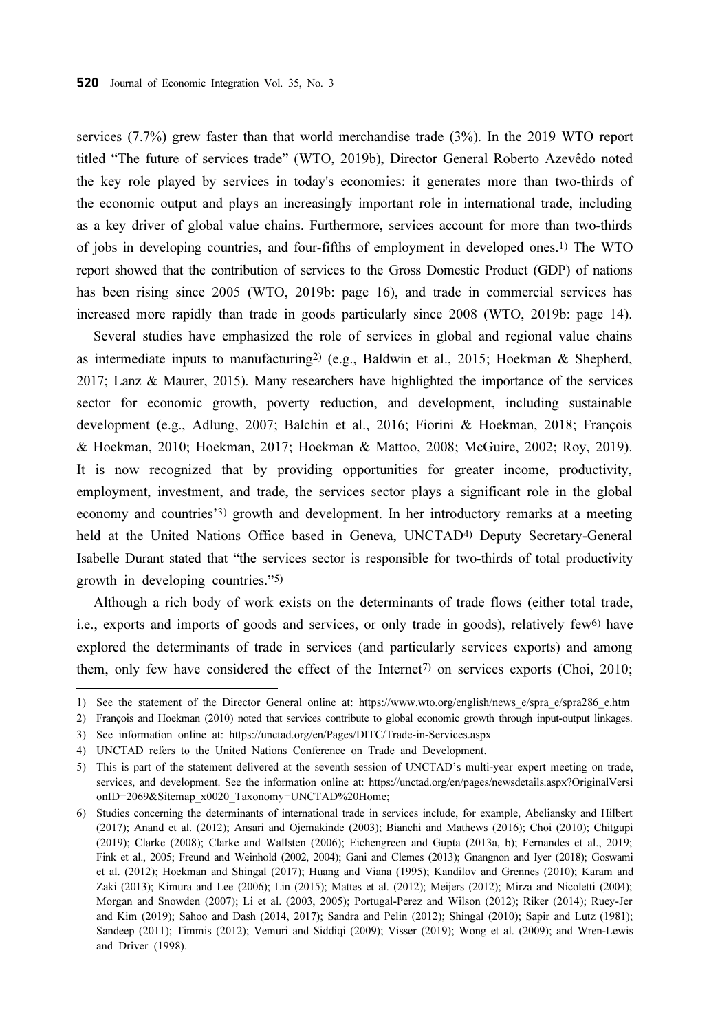services (7.7%) grew faster than that world merchandise trade (3%). In the 2019 WTO report titled "The future of services trade" (WTO, 2019b), Director General Roberto Azevêdo noted the key role played by services in today's economies: it generates more than two-thirds of the economic output and plays an increasingly important role in international trade, including as a key driver of global value chains. Furthermore, services account for more than two-thirds of jobs in developing countries, and four-fifths of employment in developed ones.[1] The WTO report showed that the contribution of services to the Gross Domestic Product (GDP) of nations has been rising since 2005 (WTO, 2019b: page 16), and trade in commercial services has increased more rapidly than trade in goods particularly since 2008 (WTO, 2019b: page 14).

Several studies have emphasized the role of services in global and regional value chains as intermediate inputs to manufacturing[2] (e.g., Baldwin et al., 2015; Hoekman & Shepherd, 2017; Lanz & Maurer, 2015). Many researchers have highlighted the importance of the services sector for economic growth, poverty reduction, and development, including sustainable development (e.g., Adlung, 2007; Balchin et al., 2016; Fiorini & Hoekman, 2018; François & Hoekman, 2010; Hoekman, 2017; Hoekman & Mattoo, 2008; McGuire, 2002; Roy, 2019). It is now recognized that by providing opportunities for greater income, productivity, employment, investment, and trade, the services sector plays a significant role in the global economy and countries'[3] growth and development. In her introductory remarks at a meeting held at the United Nations Office based in Geneva, UNCTAD[4] Deputy Secretary-General Isabelle Durant stated that "the services sector is responsible for two-thirds of total productivity growth in developing countries."[5]

Although a rich body of work exists on the determinants of trade flows (either total trade, i.e., exports and imports of goods and services, or only trade in goods), relatively few[6] have explored the determinants of trade in services (and particularly services exports) and among them, only few have considered the effect of the Internet[7] on services exports (Choi, 2010;

---

1) See the statement of the Director General online at: https://www.wto.org/english/news_e/spra_e/spra286_e.htm

2) François and Hoekman (2010) noted that services contribute to global economic growth through input-output linkages.

3) See information online at: https://unctad.org/en/Pages/DITC/Trade-in-Services.aspx

4) UNCTAD refers to the United Nations Conference on Trade and Development.

5) This is part of the statement delivered at the seventh session of UNCTAD's multi-year expert meeting on trade, services, and development. See the information online at: https://unctad.org/en/pages/newsdetails.aspx?OriginalVersionID=2069&Sitemap_x0020_Taxonomy=UNCTAD%20Home;

6) Studies concerning the determinants of international trade in services include, for example, Abeliansky and Hilbert (2017); Anand et al. (2012); Ansari and Ojemakinde (2003); Bianchi and Mathews (2016); Choi (2010); Chitgupi (2019); Clarke (2008); Clarke and Wallsten (2006); Eichengreen and Gupta (2013a, b); Fernandes et al., 2019; Fink et al., 2005; Freund and Weinhold (2002, 2004); Gani and Clemes (2013); Gnangnon and Iyer (2018); Goswami et al. (2012); Hoekman and Shingal (2017); Huang and Viana (1995); Kandilov and Grennes (2010); Karam and Zaki (2013); Kimura and Lee (2006); Lin (2015); Mattes et al. (2012); Meijers (2012); Mirza and Nicoletti (2004); Morgan and Snowden (2007); Li et al. (2003, 2005); Portugal-Perez and Wilson (2012); Riker (2014); Ruey-Jer and Kim (2019); Sahoo and Dash (2014, 2017); Sandra and Pelin (2012); Shingal (2010); Sapir and Lutz (1981); Sandeep (2011); Timmis (2012); Vemuri and Siddiqi (2009); Visser (2019); Wong et al. (2009); and Wren-Lewis and Driver (1998).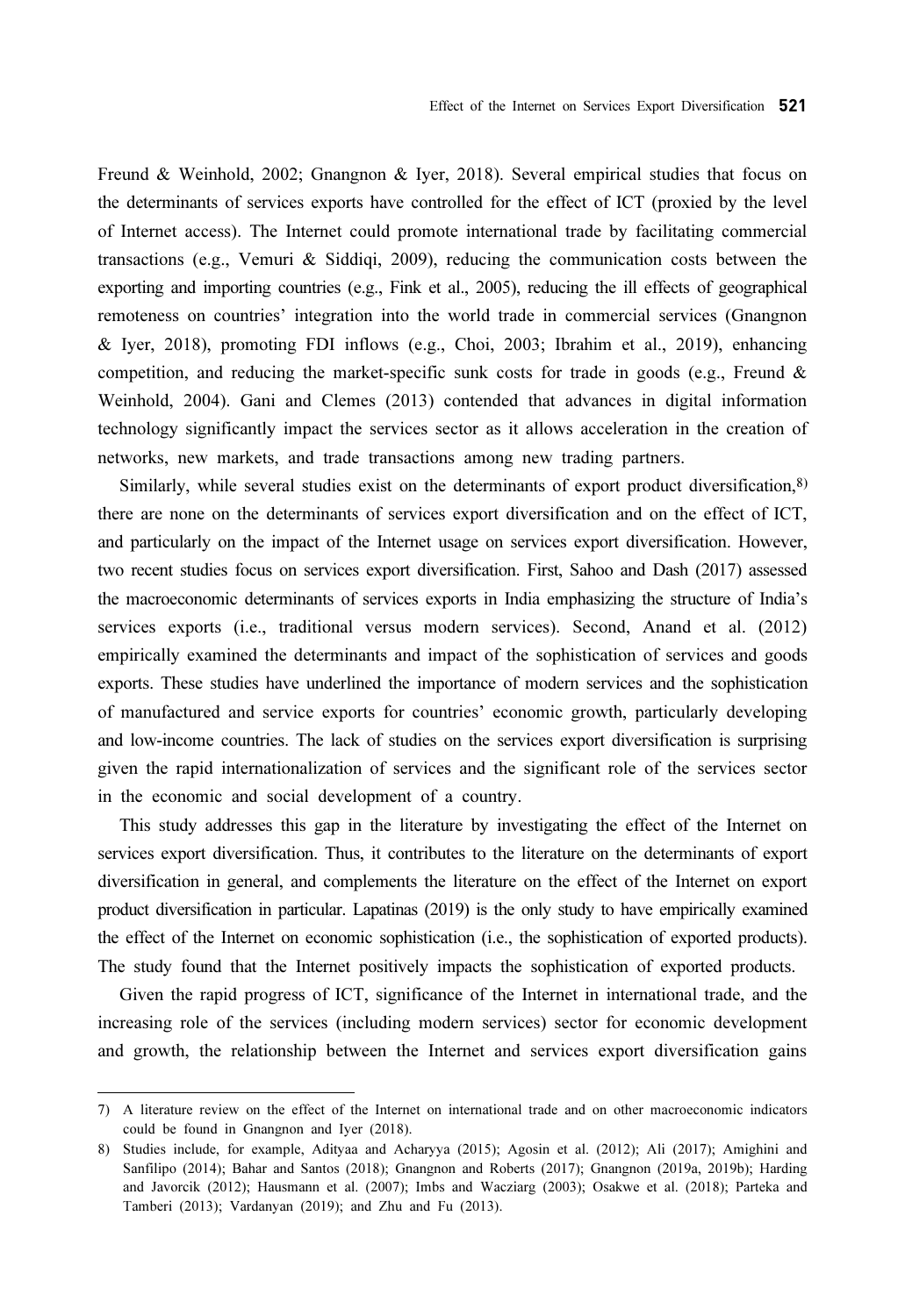Freund & Weinhold, 2002; Gnangnon & Iyer, 2018). Several empirical studies that focus on the determinants of services exports have controlled for the effect of ICT (proxied by the level of Internet access). The Internet could promote international trade by facilitating commercial transactions (e.g., Vemuri & Siddiqi, 2009), reducing the communication costs between the exporting and importing countries (e.g., Fink et al., 2005), reducing the ill effects of geographical remoteness on countries' integration into the world trade in commercial services (Gnangnon & Iyer, 2018), promoting FDI inflows (e.g., Choi, 2003; Ibrahim et al., 2019), enhancing competition, and reducing the market-specific sunk costs for trade in goods (e.g., Freund & Weinhold, 2004). Gani and Clemes (2013) contended that advances in digital information technology significantly impact the services sector as it allows acceleration in the creation of networks, new markets, and trade transactions among new trading partners.

Similarly, while several studies exist on the determinants of export product diversification,[8] there are none on the determinants of services export diversification and on the effect of ICT, and particularly on the impact of the Internet usage on services export diversification. However, two recent studies focus on services export diversification. First, Sahoo and Dash (2017) assessed the macroeconomic determinants of services exports in India emphasizing the structure of India's services exports (i.e., traditional versus modern services). Second, Anand et al. (2012) empirically examined the determinants and impact of the sophistication of services and goods exports. These studies have underlined the importance of modern services and the sophistication of manufactured and service exports for countries' economic growth, particularly developing and low-income countries. The lack of studies on the services export diversification is surprising given the rapid internationalization of services and the significant role of the services sector in the economic and social development of a country.

This study addresses this gap in the literature by investigating the effect of the Internet on services export diversification. Thus, it contributes to the literature on the determinants of export diversification in general, and complements the literature on the effect of the Internet on export product diversification in particular. Lapatinas (2019) is the only study to have empirically examined the effect of the Internet on economic sophistication (i.e., the sophistication of exported products). The study found that the Internet positively impacts the sophistication of exported products.

Given the rapid progress of ICT, significance of the Internet in international trade, and the increasing role of the services (including modern services) sector for economic development and growth, the relationship between the Internet and services export diversification gains

---

7) A literature review on the effect of the Internet on international trade and on other macroeconomic indicators could be found in Gnangnon and Iyer (2018).

8) Studies include, for example, Adityaa and Acharyya (2015); Agosin et al. (2012); Ali (2017); Amighini and Sanfilipo (2014); Bahar and Santos (2018); Gnangnon and Roberts (2017); Gnangnon (2019a, 2019b); Harding and Javorcik (2012); Hausmann et al. (2007); Imbs and Wacziarg (2003); Osakwe et al. (2018); Parteka and Tamberi (2013); Vardanyan (2019); and Zhu and Fu (2013).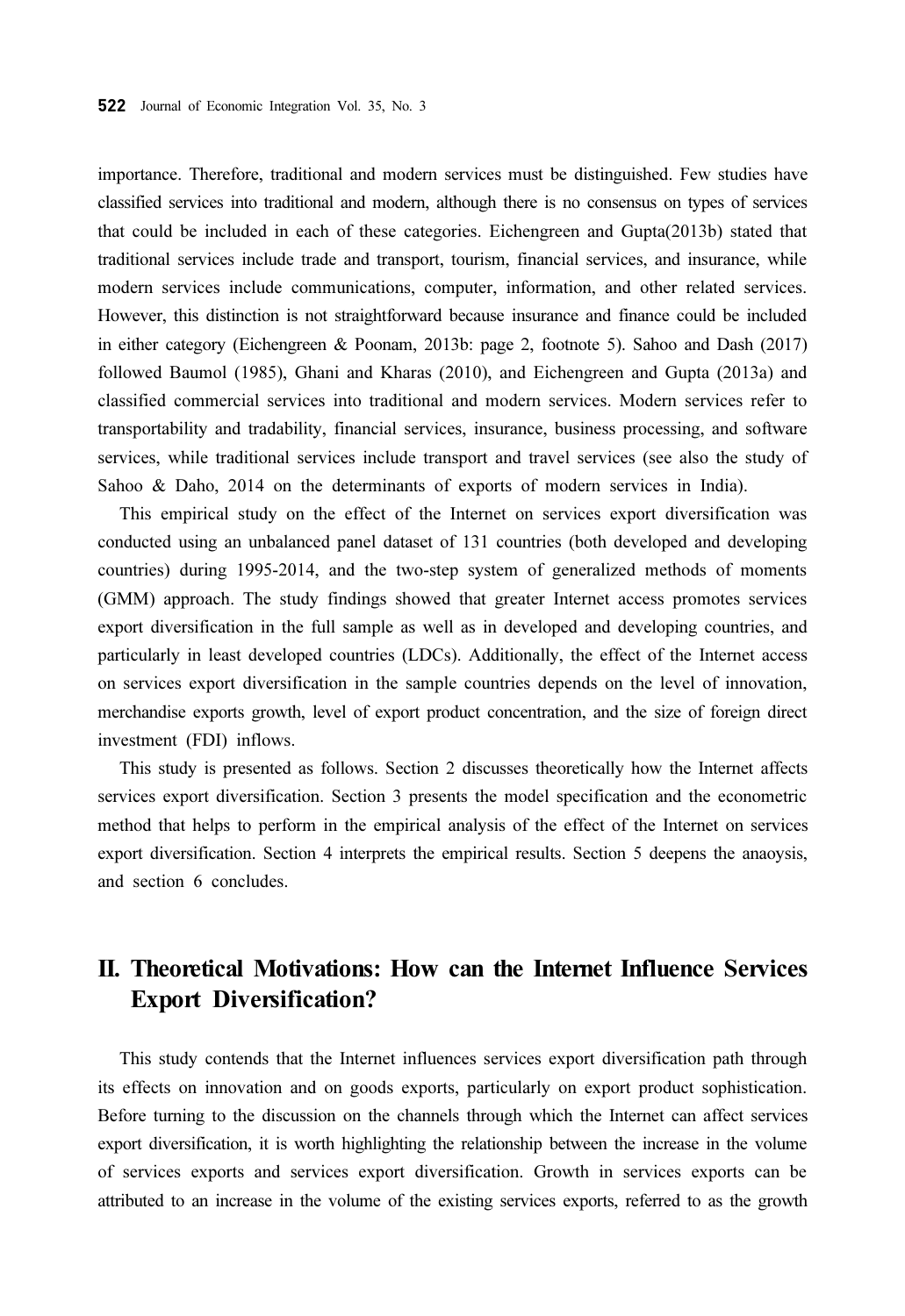importance. Therefore, traditional and modern services must be distinguished. Few studies have classified services into traditional and modern, although there is no consensus on types of services that could be included in each of these categories. Eichengreen and Gupta(2013b) stated that traditional services include trade and transport, tourism, financial services, and insurance, while modern services include communications, computer, information, and other related services. However, this distinction is not straightforward because insurance and finance could be included in either category (Eichengreen & Poonam, 2013b: page 2, footnote 5). Sahoo and Dash (2017) followed Baumol (1985), Ghani and Kharas (2010), and Eichengreen and Gupta (2013a) and classified commercial services into traditional and modern services. Modern services refer to transportability and tradability, financial services, insurance, business processing, and software services, while traditional services include transport and travel services (see also the study of Sahoo & Daho, 2014 on the determinants of exports of modern services in India).

This empirical study on the effect of the Internet on services export diversification was conducted using an unbalanced panel dataset of 131 countries (both developed and developing countries) during 1995-2014, and the two-step system of generalized methods of moments (GMM) approach. The study findings showed that greater Internet access promotes services export diversification in the full sample as well as in developed and developing countries, and particularly in least developed countries (LDCs). Additionally, the effect of the Internet access on services export diversification in the sample countries depends on the level of innovation, merchandise exports growth, level of export product concentration, and the size of foreign direct investment (FDI) inflows.

This study is presented as follows. Section 2 discusses theoretically how the Internet affects services export diversification. Section 3 presents the model specification and the econometric method that helps to perform in the empirical analysis of the effect of the Internet on services export diversification. Section 4 interprets the empirical results. Section 5 deepens the anaoysis, and section 6 concludes.

## II. Theoretical Motivations: How can the Internet Influence Services Export Diversification?

This study contends that the Internet influences services export diversification path through its effects on innovation and on goods exports, particularly on export product sophistication. Before turning to the discussion on the channels through which the Internet can affect services export diversification, it is worth highlighting the relationship between the increase in the volume of services exports and services export diversification. Growth in services exports can be attributed to an increase in the volume of the existing services exports, referred to as the growth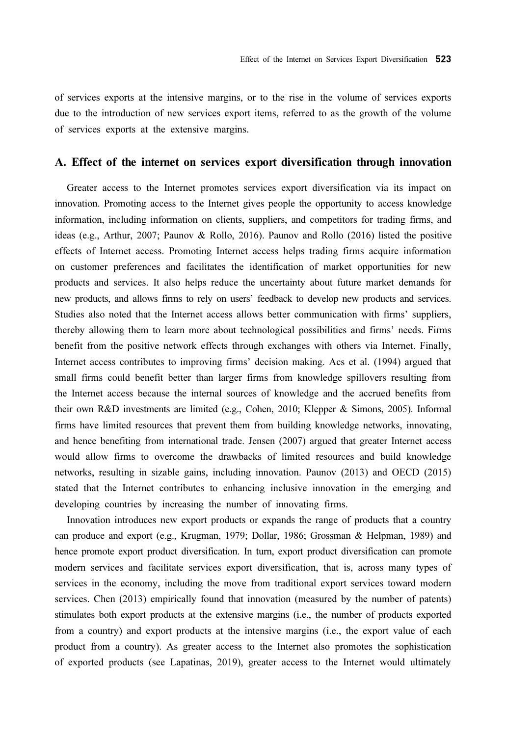of services exports at the intensive margins, or to the rise in the volume of services exports due to the introduction of new services export items, referred to as the growth of the volume of services exports at the extensive margins.

## A. Effect of the internet on services export diversification through innovation

Greater access to the Internet promotes services export diversification via its impact on innovation. Promoting access to the Internet gives people the opportunity to access knowledge information, including information on clients, suppliers, and competitors for trading firms, and ideas (e.g., Arthur, 2007; Paunov & Rollo, 2016). Paunov and Rollo (2016) listed the positive effects of Internet access. Promoting Internet access helps trading firms acquire information on customer preferences and facilitates the identification of market opportunities for new products and services. It also helps reduce the uncertainty about future market demands for new products, and allows firms to rely on users' feedback to develop new products and services. Studies also noted that the Internet access allows better communication with firms' suppliers, thereby allowing them to learn more about technological possibilities and firms' needs. Firms benefit from the positive network effects through exchanges with others via Internet. Finally, Internet access contributes to improving firms' decision making. Acs et al. (1994) argued that small firms could benefit better than larger firms from knowledge spillovers resulting from the Internet access because the internal sources of knowledge and the accrued benefits from their own R&D investments are limited (e.g., Cohen, 2010; Klepper & Simons, 2005). Informal firms have limited resources that prevent them from building knowledge networks, innovating, and hence benefiting from international trade. Jensen (2007) argued that greater Internet access would allow firms to overcome the drawbacks of limited resources and build knowledge networks, resulting in sizable gains, including innovation. Paunov (2013) and OECD (2015) stated that the Internet contributes to enhancing inclusive innovation in the emerging and developing countries by increasing the number of innovating firms.

Innovation introduces new export products or expands the range of products that a country can produce and export (e.g., Krugman, 1979; Dollar, 1986; Grossman & Helpman, 1989) and hence promote export product diversification. In turn, export product diversification can promote modern services and facilitate services export diversification, that is, across many types of services in the economy, including the move from traditional export services toward modern services. Chen (2013) empirically found that innovation (measured by the number of patents) stimulates both export products at the extensive margins (i.e., the number of products exported from a country) and export products at the intensive margins (i.e., the export value of each product from a country). As greater access to the Internet also promotes the sophistication of exported products (see Lapatinas, 2019), greater access to the Internet would ultimately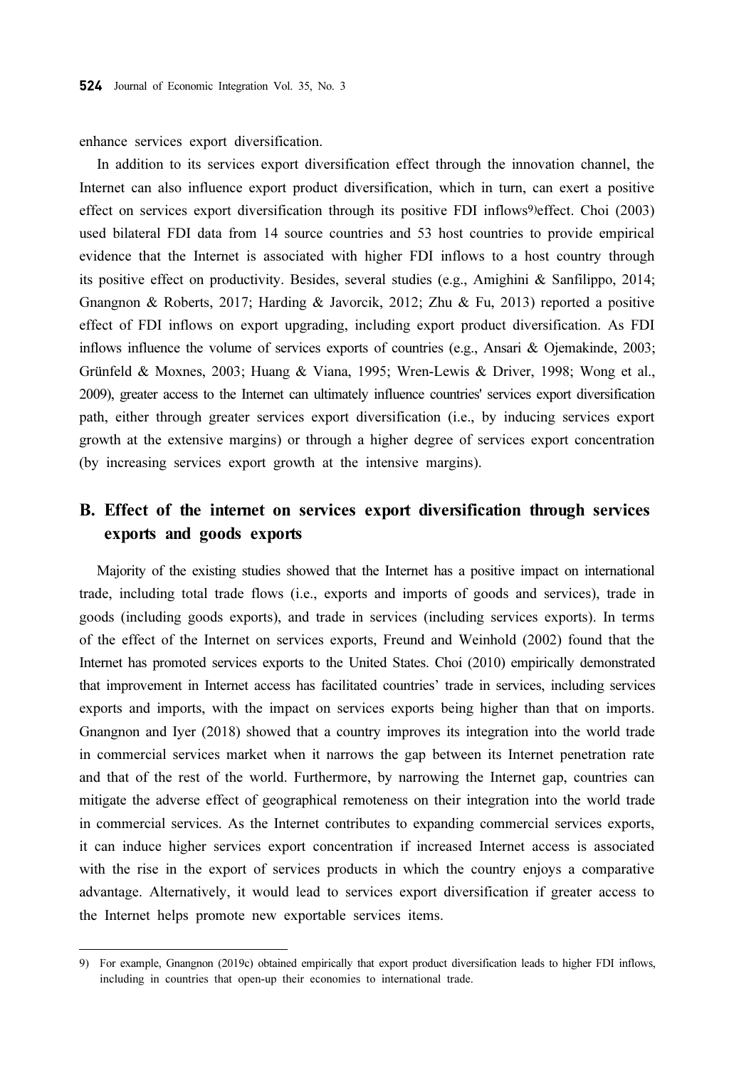enhance services export diversification.

In addition to its services export diversification effect through the innovation channel, the Internet can also influence export product diversification, which in turn, can exert a positive effect on services export diversification through its positive FDI inflows[9] effect. Choi (2003) used bilateral FDI data from 14 source countries and 53 host countries to provide empirical evidence that the Internet is associated with higher FDI inflows to a host country through its positive effect on productivity. Besides, several studies (e.g., Amighini & Sanfilippo, 2014; Gnangnon & Roberts, 2017; Harding & Javorcik, 2012; Zhu & Fu, 2013) reported a positive effect of FDI inflows on export upgrading, including export product diversification. As FDI inflows influence the volume of services exports of countries (e.g., Ansari & Ojemakinde, 2003; Grünfeld & Moxnes, 2003; Huang & Viana, 1995; Wren-Lewis & Driver, 1998; Wong et al., 2009), greater access to the Internet can ultimately influence countries' services export diversification path, either through greater services export diversification (i.e., by inducing services export growth at the extensive margins) or through a higher degree of services export concentration (by increasing services export growth at the intensive margins).

## B. Effect of the internet on services export diversification through services exports and goods exports

Majority of the existing studies showed that the Internet has a positive impact on international trade, including total trade flows (i.e., exports and imports of goods and services), trade in goods (including goods exports), and trade in services (including services exports). In terms of the effect of the Internet on services exports, Freund and Weinhold (2002) found that the Internet has promoted services exports to the United States. Choi (2010) empirically demonstrated that improvement in Internet access has facilitated countries' trade in services, including services exports and imports, with the impact on services exports being higher than that on imports. Gnangnon and Iyer (2018) showed that a country improves its integration into the world trade in commercial services market when it narrows the gap between its Internet penetration rate and that of the rest of the world. Furthermore, by narrowing the Internet gap, countries can mitigate the adverse effect of geographical remoteness on their integration into the world trade in commercial services. As the Internet contributes to expanding commercial services exports, it can induce higher services export concentration if increased Internet access is associated with the rise in the export of services products in which the country enjoys a comparative advantage. Alternatively, it would lead to services export diversification if greater access to the Internet helps promote new exportable services items.

---

9) For example, Gnangnon (2019c) obtained empirically that export product diversification leads to higher FDI inflows, including in countries that open-up their economies to international trade.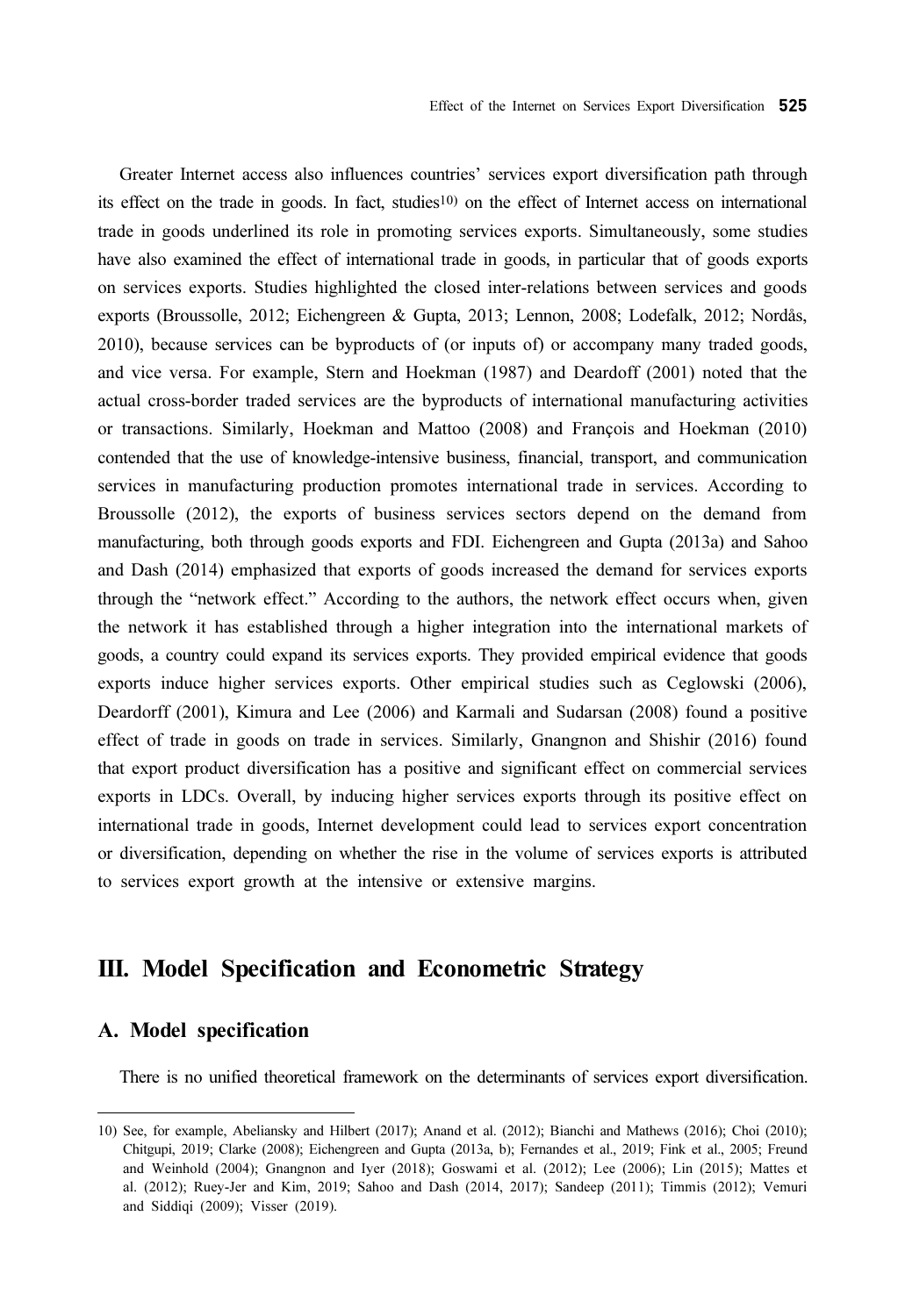Greater Internet access also influences countries' services export diversification path through its effect on the trade in goods. In fact, studies[10] on the effect of Internet access on international trade in goods underlined its role in promoting services exports. Simultaneously, some studies have also examined the effect of international trade in goods, in particular that of goods exports on services exports. Studies highlighted the closed inter-relations between services and goods exports (Broussolle, 2012; Eichengreen & Gupta, 2013; Lennon, 2008; Lodefalk, 2012; Nordås, 2010), because services can be byproducts of (or inputs of) or accompany many traded goods, and vice versa. For example, Stern and Hoekman (1987) and Deardoff (2001) noted that the actual cross-border traded services are the byproducts of international manufacturing activities or transactions. Similarly, Hoekman and Mattoo (2008) and François and Hoekman (2010) contended that the use of knowledge-intensive business, financial, transport, and communication services in manufacturing production promotes international trade in services. According to Broussolle (2012), the exports of business services sectors depend on the demand from manufacturing, both through goods exports and FDI. Eichengreen and Gupta (2013a) and Sahoo and Dash (2014) emphasized that exports of goods increased the demand for services exports through the "network effect." According to the authors, the network effect occurs when, given the network it has established through a higher integration into the international markets of goods, a country could expand its services exports. They provided empirical evidence that goods exports induce higher services exports. Other empirical studies such as Ceglowski (2006), Deardorff (2001), Kimura and Lee (2006) and Karmali and Sudarsan (2008) found a positive effect of trade in goods on trade in services. Similarly, Gnangnon and Shishir (2016) found that export product diversification has a positive and significant effect on commercial services exports in LDCs. Overall, by inducing higher services exports through its positive effect on international trade in goods, Internet development could lead to services export concentration or diversification, depending on whether the rise in the volume of services exports is attributed to services export growth at the intensive or extensive margins.

## III. Model Specification and Econometric Strategy

### A. Model specification

There is no unified theoretical framework on the determinants of services export diversification.

---

10) See, for example, Abeliansky and Hilbert (2017); Anand et al. (2012); Bianchi and Mathews (2016); Choi (2010); Chitgupi, 2019; Clarke (2008); Eichengreen and Gupta (2013a, b); Fernandes et al., 2019; Fink et al., 2005; Freund and Weinhold (2004); Gnangnon and Iyer (2018); Goswami et al. (2012); Lee (2006); Lin (2015); Mattes et al. (2012); Ruey-Jer and Kim, 2019; Sahoo and Dash (2014, 2017); Sandeep (2011); Timmis (2012); Vemuri and Siddiqi (2009); Visser (2019).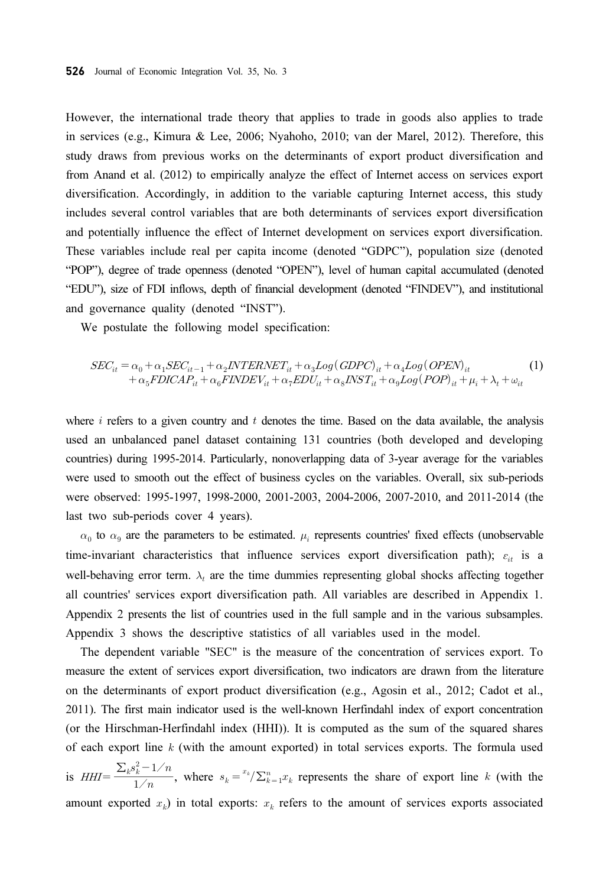However, the international trade theory that applies to trade in goods also applies to trade in services (e.g., Kimura & Lee, 2006; Nyahoho, 2010; van der Marel, 2012). Therefore, this study draws from previous works on the determinants of export product diversification and from Anand et al. (2012) to empirically analyze the effect of Internet access on services export diversification. Accordingly, in addition to the variable capturing Internet access, this study includes several control variables that are both determinants of services export diversification and potentially influence the effect of Internet development on services export diversification. These variables include real per capita income (denoted "GDPC"), population size (denoted "POP"), degree of trade openness (denoted "OPEN"), level of human capital accumulated (denoted "EDU"), size of FDI inflows, depth of financial development (denoted "FINDEV"), and institutional and governance quality (denoted "INST").

We postulate the following model specification:

$$SEC_{it} = \alpha_0 + \alpha_1 SEC_{it-1} + \alpha_2 INTERNET_{it} + \alpha_3 Log(GDPC)_{it} + \alpha_4 Log(OPEN)_{it} + \alpha_5 FDICAP_{it} + \alpha_6 FINDEV_{it} + \alpha_7 EDU_{it} + \alpha_8 INST_{it} + \alpha_9 Log(POP)_{it} + \mu_i + \lambda_t + \omega_{it} \quad (1)$$

where $i$ refers to a given country and $t$ denotes the time. Based on the data available, the analysis used an unbalanced panel dataset containing 131 countries (both developed and developing countries) during 1995-2014. Particularly, nonoverlapping data of 3-year average for the variables were used to smooth out the effect of business cycles on the variables. Overall, six sub-periods were observed: 1995-1997, 1998-2000, 2001-2003, 2004-2006, 2007-2010, and 2011-2014 (the last two sub-periods cover 4 years).

$\alpha_0$ to $\alpha_9$ are the parameters to be estimated. $\mu_i$ represents countries' fixed effects (unobservable time-invariant characteristics that influence services export diversification path); $\varepsilon_{it}$ is a well-behaving error term. $\lambda_t$ are the time dummies representing global shocks affecting together all countries' services export diversification path. All variables are described in Appendix 1. Appendix 2 presents the list of countries used in the full sample and in the various subsamples. Appendix 3 shows the descriptive statistics of all variables used in the model.

The dependent variable "SEC" is the measure of the concentration of services export. To measure the extent of services export diversification, two indicators are drawn from the literature on the determinants of export product diversification (e.g., Agosin et al., 2012; Cadot et al., 2011). The first main indicator used is the well-known Herfindahl index of export concentration (or the Hirschman-Herfindahl index (HHI)). It is computed as the sum of the squared shares of each export line $k$ (with the amount exported) in total services exports. The formula used is $HHI = \frac{\sum_k s_k^2 - 1/n}{1/n}$, where $s_k = x_k / \sum_{k=1}^{n} x_k$ represents the share of export line $k$ (with the amount exported $x_k$) in total exports: $x_k$ refers to the amount of services exports associated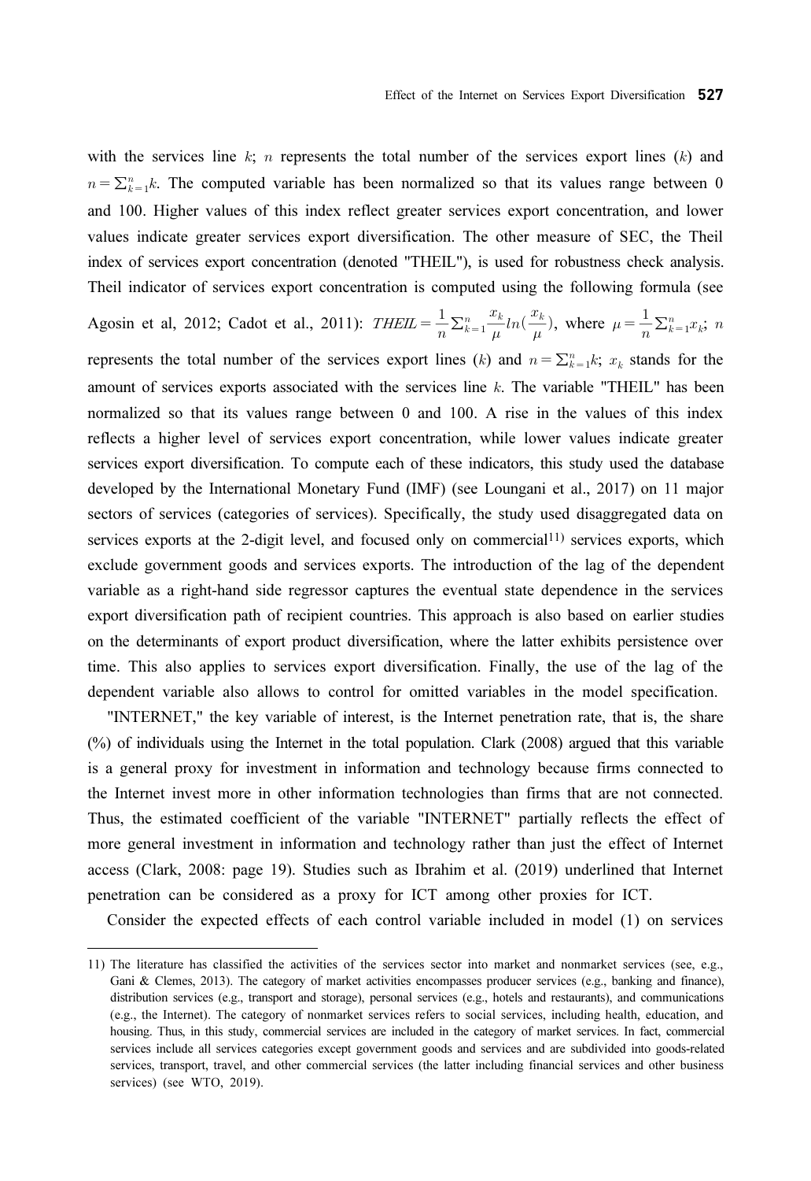with the services line $k$; $n$ represents the total number of the services export lines ($k$) and $n = \sum_{k=1}^{n} k$. The computed variable has been normalized so that its values range between 0 and 100. Higher values of this index reflect greater services export concentration, and lower values indicate greater services export diversification. The other measure of SEC, the Theil index of services export concentration (denoted "THEIL"), is used for robustness check analysis. Theil indicator of services export concentration is computed using the following formula (see Agosin et al, 2012; Cadot et al., 2011): $THEIL = \frac{1}{n}\sum_{k=1}^{n}\frac{x_k}{\mu}ln(\frac{x_k}{\mu})$, where $\mu = \frac{1}{n}\sum_{k=1}^{n}x_k$; $n$ represents the total number of the services export lines ($k$) and $n = \sum_{k=1}^{n} k$; $x_k$ stands for the amount of services exports associated with the services line $k$. The variable "THEIL" has been normalized so that its values range between 0 and 100. A rise in the values of this index reflects a higher level of services export concentration, while lower values indicate greater services export diversification. To compute each of these indicators, this study used the database developed by the International Monetary Fund (IMF) (see Loungani et al., 2017) on 11 major sectors of services (categories of services). Specifically, the study used disaggregated data on services exports at the 2-digit level, and focused only on commercial[11] services exports, which exclude government goods and services exports. The introduction of the lag of the dependent variable as a right-hand side regressor captures the eventual state dependence in the services export diversification path of recipient countries. This approach is also based on earlier studies on the determinants of export product diversification, where the latter exhibits persistence over time. This also applies to services export diversification. Finally, the use of the lag of the dependent variable also allows to control for omitted variables in the model specification.

"INTERNET," the key variable of interest, is the Internet penetration rate, that is, the share (%) of individuals using the Internet in the total population. Clark (2008) argued that this variable is a general proxy for investment in information and technology because firms connected to the Internet invest more in other information technologies than firms that are not connected. Thus, the estimated coefficient of the variable "INTERNET" partially reflects the effect of more general investment in information and technology rather than just the effect of Internet access (Clark, 2008: page 19). Studies such as Ibrahim et al. (2019) underlined that Internet penetration can be considered as a proxy for ICT among other proxies for ICT.

Consider the expected effects of each control variable included in model (1) on services

---

11) The literature has classified the activities of the services sector into market and nonmarket services (see, e.g., Gani & Clemes, 2013). The category of market activities encompasses producer services (e.g., banking and finance), distribution services (e.g., transport and storage), personal services (e.g., hotels and restaurants), and communications (e.g., the Internet). The category of nonmarket services refers to social services, including health, education, and housing. Thus, in this study, commercial services are included in the category of market services. In fact, commercial services include all services categories except government goods and services and are subdivided into goods-related services, transport, travel, and other commercial services (the latter including financial services and other business services) (see WTO, 2019).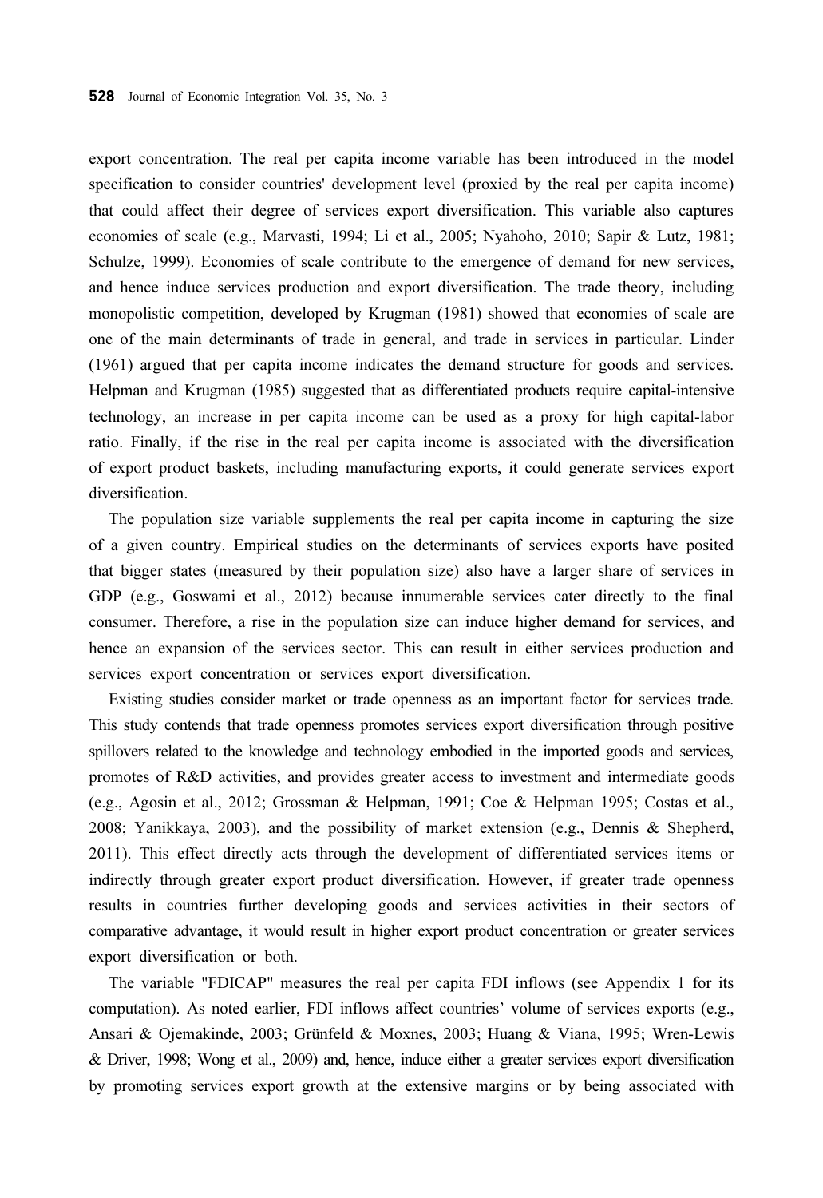export concentration. The real per capita income variable has been introduced in the model specification to consider countries' development level (proxied by the real per capita income) that could affect their degree of services export diversification. This variable also captures economies of scale (e.g., Marvasti, 1994; Li et al., 2005; Nyahoho, 2010; Sapir & Lutz, 1981; Schulze, 1999). Economies of scale contribute to the emergence of demand for new services, and hence induce services production and export diversification. The trade theory, including monopolistic competition, developed by Krugman (1981) showed that economies of scale are one of the main determinants of trade in general, and trade in services in particular. Linder (1961) argued that per capita income indicates the demand structure for goods and services. Helpman and Krugman (1985) suggested that as differentiated products require capital-intensive technology, an increase in per capita income can be used as a proxy for high capital-labor ratio. Finally, if the rise in the real per capita income is associated with the diversification of export product baskets, including manufacturing exports, it could generate services export diversification.

The population size variable supplements the real per capita income in capturing the size of a given country. Empirical studies on the determinants of services exports have posited that bigger states (measured by their population size) also have a larger share of services in GDP (e.g., Goswami et al., 2012) because innumerable services cater directly to the final consumer. Therefore, a rise in the population size can induce higher demand for services, and hence an expansion of the services sector. This can result in either services production and services export concentration or services export diversification.

Existing studies consider market or trade openness as an important factor for services trade. This study contends that trade openness promotes services export diversification through positive spillovers related to the knowledge and technology embodied in the imported goods and services, promotes of R&D activities, and provides greater access to investment and intermediate goods (e.g., Agosin et al., 2012; Grossman & Helpman, 1991; Coe & Helpman 1995; Costas et al., 2008; Yanikkaya, 2003), and the possibility of market extension (e.g., Dennis & Shepherd, 2011). This effect directly acts through the development of differentiated services items or indirectly through greater export product diversification. However, if greater trade openness results in countries further developing goods and services activities in their sectors of comparative advantage, it would result in higher export product concentration or greater services export diversification or both.

The variable "FDICAP" measures the real per capita FDI inflows (see Appendix 1 for its computation). As noted earlier, FDI inflows affect countries' volume of services exports (e.g., Ansari & Ojemakinde, 2003; Grünfeld & Moxnes, 2003; Huang & Viana, 1995; Wren-Lewis & Driver, 1998; Wong et al., 2009) and, hence, induce either a greater services export diversification by promoting services export growth at the extensive margins or by being associated with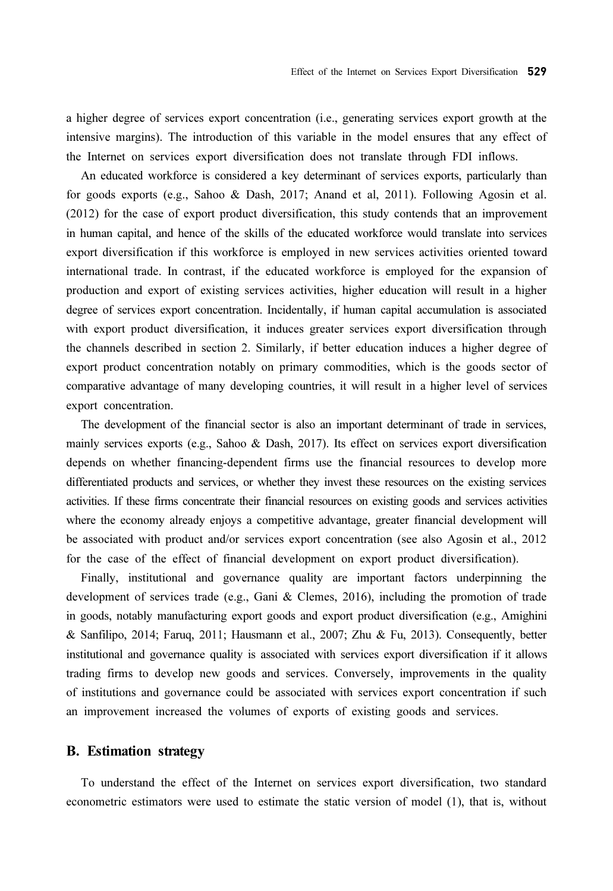a higher degree of services export concentration (i.e., generating services export growth at the intensive margins). The introduction of this variable in the model ensures that any effect of the Internet on services export diversification does not translate through FDI inflows.

An educated workforce is considered a key determinant of services exports, particularly than for goods exports (e.g., Sahoo & Dash, 2017; Anand et al, 2011). Following Agosin et al. (2012) for the case of export product diversification, this study contends that an improvement in human capital, and hence of the skills of the educated workforce would translate into services export diversification if this workforce is employed in new services activities oriented toward international trade. In contrast, if the educated workforce is employed for the expansion of production and export of existing services activities, higher education will result in a higher degree of services export concentration. Incidentally, if human capital accumulation is associated with export product diversification, it induces greater services export diversification through the channels described in section 2. Similarly, if better education induces a higher degree of export product concentration notably on primary commodities, which is the goods sector of comparative advantage of many developing countries, it will result in a higher level of services export concentration.

The development of the financial sector is also an important determinant of trade in services, mainly services exports (e.g., Sahoo & Dash, 2017). Its effect on services export diversification depends on whether financing-dependent firms use the financial resources to develop more differentiated products and services, or whether they invest these resources on the existing services activities. If these firms concentrate their financial resources on existing goods and services activities where the economy already enjoys a competitive advantage, greater financial development will be associated with product and/or services export concentration (see also Agosin et al., 2012 for the case of the effect of financial development on export product diversification).

Finally, institutional and governance quality are important factors underpinning the development of services trade (e.g., Gani & Clemes, 2016), including the promotion of trade in goods, notably manufacturing export goods and export product diversification (e.g., Amighini & Sanfilipo, 2014; Faruq, 2011; Hausmann et al., 2007; Zhu & Fu, 2013). Consequently, better institutional and governance quality is associated with services export diversification if it allows trading firms to develop new goods and services. Conversely, improvements in the quality of institutions and governance could be associated with services export concentration if such an improvement increased the volumes of exports of existing goods and services.

## B. Estimation strategy

To understand the effect of the Internet on services export diversification, two standard econometric estimators were used to estimate the static version of model (1), that is, without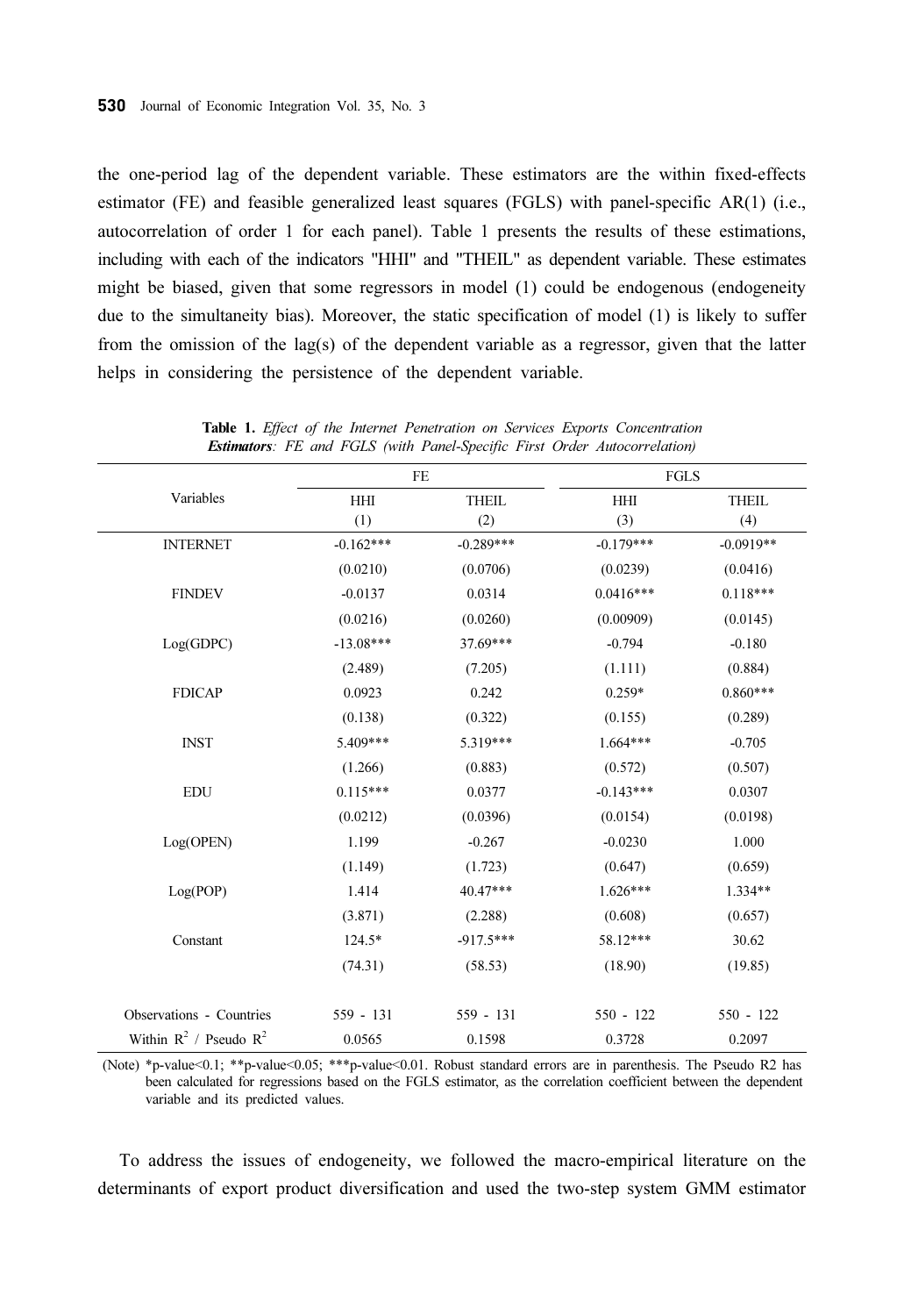the one-period lag of the dependent variable. These estimators are the within fixed-effects estimator (FE) and feasible generalized least squares (FGLS) with panel-specific AR(1) (i.e., autocorrelation of order 1 for each panel). Table 1 presents the results of these estimations, including with each of the indicators "HHI" and "THEIL" as dependent variable. These estimates might be biased, given that some regressors in model (1) could be endogenous (endogeneity due to the simultaneity bias). Moreover, the static specification of model (1) is likely to suffer from the omission of the lag(s) of the dependent variable as a regressor, given that the latter helps in considering the persistence of the dependent variable.

**Table 1.** *Effect of the Internet Penetration on Services Exports Concentration*
***Estimators****: FE and FGLS (with Panel-Specific First Order Autocorrelation)*

| Variables | FE | | FGLS | |
|---|---|---|---|---|
| | HHI (1) | THEIL (2) | HHI (3) | THEIL (4) |
| INTERNET | -0.162*** | -0.289*** | -0.179*** | -0.0919** |
| | (0.0210) | (0.0706) | (0.0239) | (0.0416) |
| FINDEV | -0.0137 | 0.0314 | 0.0416*** | 0.118*** |
| | (0.0216) | (0.0260) | (0.00909) | (0.0145) |
| Log(GDPC) | -13.08*** | 37.69*** | -0.794 | -0.180 |
| | (2.489) | (7.205) | (1.111) | (0.884) |
| FDICAP | 0.0923 | 0.242 | 0.259* | 0.860*** |
| | (0.138) | (0.322) | (0.155) | (0.289) |
| INST | 5.409*** | 5.319*** | 1.664*** | -0.705 |
| | (1.266) | (0.883) | (0.572) | (0.507) |
| EDU | 0.115*** | 0.0377 | -0.143*** | 0.0307 |
| | (0.0212) | (0.0396) | (0.0154) | (0.0198) |
| Log(OPEN) | 1.199 | -0.267 | -0.0230 | 1.000 |
| | (1.149) | (1.723) | (0.647) | (0.659) |
| Log(POP) | 1.414 | 40.47*** | 1.626*** | 1.334** |
| | (3.871) | (2.288) | (0.608) | (0.657) |
| Constant | 124.5* | -917.5*** | 58.12*** | 30.62 |
| | (74.31) | (58.53) | (18.90) | (19.85) |
| Observations - Countries | 559 - 131 | 559 - 131 | 550 - 122 | 550 - 122 |
| Within $R^2$ / Pseudo $R^2$ | 0.0565 | 0.1598 | 0.3728 | 0.2097 |

(Note) *p-value<0.1; **p-value<0.05; ***p-value<0.01. Robust standard errors are in parenthesis. The Pseudo R2 has been calculated for regressions based on the FGLS estimator, as the correlation coefficient between the dependent variable and its predicted values.

To address the issues of endogeneity, we followed the macro-empirical literature on the determinants of export product diversification and used the two-step system GMM estimator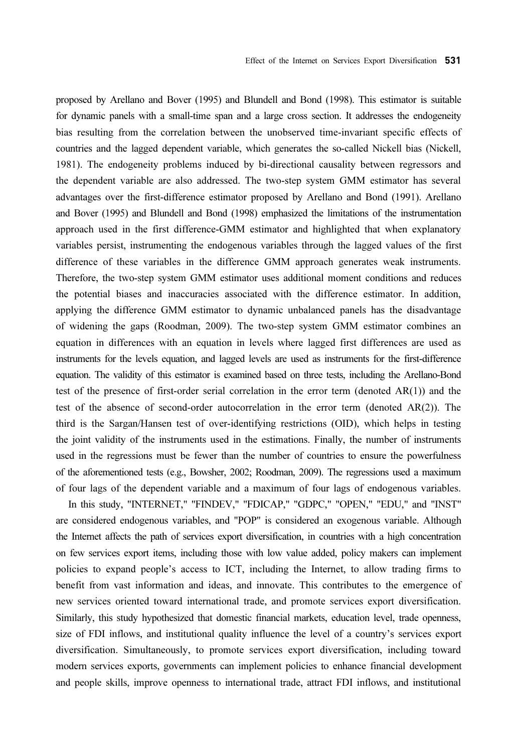proposed by Arellano and Bover (1995) and Blundell and Bond (1998). This estimator is suitable for dynamic panels with a small-time span and a large cross section. It addresses the endogeneity bias resulting from the correlation between the unobserved time-invariant specific effects of countries and the lagged dependent variable, which generates the so-called Nickell bias (Nickell, 1981). The endogeneity problems induced by bi-directional causality between regressors and the dependent variable are also addressed. The two-step system GMM estimator has several advantages over the first-difference estimator proposed by Arellano and Bond (1991). Arellano and Bover (1995) and Blundell and Bond (1998) emphasized the limitations of the instrumentation approach used in the first difference-GMM estimator and highlighted that when explanatory variables persist, instrumenting the endogenous variables through the lagged values of the first difference of these variables in the difference GMM approach generates weak instruments. Therefore, the two-step system GMM estimator uses additional moment conditions and reduces the potential biases and inaccuracies associated with the difference estimator. In addition, applying the difference GMM estimator to dynamic unbalanced panels has the disadvantage of widening the gaps (Roodman, 2009). The two-step system GMM estimator combines an equation in differences with an equation in levels where lagged first differences are used as instruments for the levels equation, and lagged levels are used as instruments for the first-difference equation. The validity of this estimator is examined based on three tests, including the Arellano-Bond test of the presence of first-order serial correlation in the error term (denoted AR(1)) and the test of the absence of second-order autocorrelation in the error term (denoted AR(2)). The third is the Sargan/Hansen test of over-identifying restrictions (OID), which helps in testing the joint validity of the instruments used in the estimations. Finally, the number of instruments used in the regressions must be fewer than the number of countries to ensure the powerfulness of the aforementioned tests (e.g., Bowsher, 2002; Roodman, 2009). The regressions used a maximum of four lags of the dependent variable and a maximum of four lags of endogenous variables.

In this study, "INTERNET," "FINDEV," "FDICAP," "GDPC," "OPEN," "EDU," and "INST" are considered endogenous variables, and "POP" is considered an exogenous variable. Although the Internet affects the path of services export diversification, in countries with a high concentration on few services export items, including those with low value added, policy makers can implement policies to expand people's access to ICT, including the Internet, to allow trading firms to benefit from vast information and ideas, and innovate. This contributes to the emergence of new services oriented toward international trade, and promote services export diversification. Similarly, this study hypothesized that domestic financial markets, education level, trade openness, size of FDI inflows, and institutional quality influence the level of a country's services export diversification. Simultaneously, to promote services export diversification, including toward modern services exports, governments can implement policies to enhance financial development and people skills, improve openness to international trade, attract FDI inflows, and institutional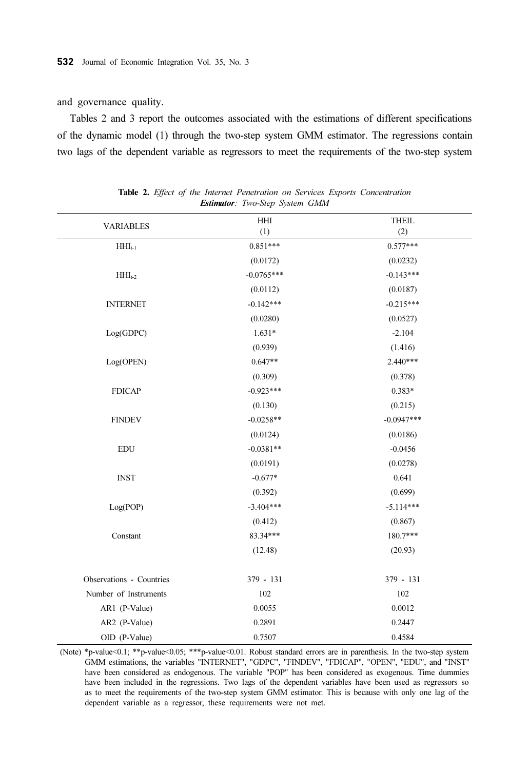and governance quality.

Tables 2 and 3 report the outcomes associated with the estimations of different specifications of the dynamic model (1) through the two-step system GMM estimator. The regressions contain two lags of the dependent variable as regressors to meet the requirements of the two-step system

**Table 2.** *Effect of the Internet Penetration on Services Exports Concentration*
***Estimator**: Two-Step System GMM*

| VARIABLES | HHI (1) | THEIL (2) |
|---|---|---|
| $HHI_{t-1}$ | 0.851*** | 0.577*** |
| | (0.0172) | (0.0232) |
| $HHI_{t-2}$ | -0.0765*** | -0.143*** |
| | (0.0112) | (0.0187) |
| INTERNET | -0.142*** | -0.215*** |
| | (0.0280) | (0.0527) |
| Log(GDPC) | 1.631* | -2.104 |
| | (0.939) | (1.416) |
| Log(OPEN) | 0.647** | 2.440*** |
| | (0.309) | (0.378) |
| FDICAP | -0.923*** | 0.383* |
| | (0.130) | (0.215) |
| FINDEV | -0.0258** | -0.0947*** |
| | (0.0124) | (0.0186) |
| EDU | -0.0381** | -0.0456 |
| | (0.0191) | (0.0278) |
| INST | -0.677* | 0.641 |
| | (0.392) | (0.699) |
| Log(POP) | -3.404*** | -5.114*** |
| | (0.412) | (0.867) |
| Constant | 83.34*** | 180.7*** |
| | (12.48) | (20.93) |
| Observations - Countries | 379 - 131 | 379 - 131 |
| Number of Instruments | 102 | 102 |
| AR1 (P-Value) | 0.0055 | 0.0012 |
| AR2 (P-Value) | 0.2891 | 0.2447 |
| OID (P-Value) | 0.7507 | 0.4584 |

(Note) *p-value<0.1; **p-value<0.05; ***p-value<0.01. Robust standard errors are in parenthesis. In the two-step system GMM estimations, the variables "INTERNET", "GDPC", "FINDEV", "FDICAP", "OPEN", "EDU", and "INST" have been considered as endogenous. The variable "POP" has been considered as exogenous. Time dummies have been included in the regressions. Two lags of the dependent variables have been used as regressors so as to meet the requirements of the two-step system GMM estimator. This is because with only one lag of the dependent variable as a regressor, these requirements were not met.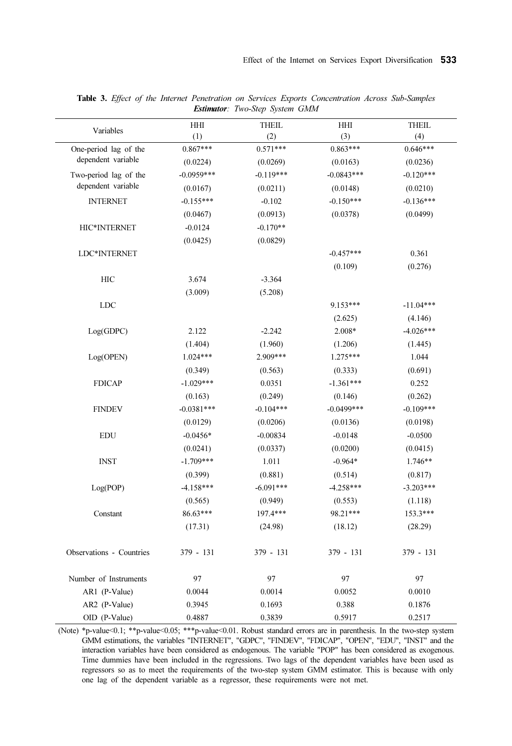**Table 3.** *Effect of the Internet Penetration on Services Exports Concentration Across Sub-Samples*
***Estimator**: Two-Step System GMM*

| Variables | HHI<br>(1) | THEIL<br>(2) | HHI<br>(3) | THEIL<br>(4) |
|---|---|---|---|---|
| One-period lag of the dependent variable | 0.867*** | 0.571*** | 0.863*** | 0.646*** |
| | (0.0224) | (0.0269) | (0.0163) | (0.0236) |
| Two-period lag of the dependent variable | -0.0959*** | -0.119*** | -0.0843*** | -0.120*** |
| | (0.0167) | (0.0211) | (0.0148) | (0.0210) |
| INTERNET | -0.155*** | -0.102 | -0.150*** | -0.136*** |
| | (0.0467) | (0.0913) | (0.0378) | (0.0499) |
| HIC*INTERNET | -0.0124 | -0.170** | | |
| | (0.0425) | (0.0829) | | |
| LDC*INTERNET | | | -0.457*** | 0.361 |
| | | | (0.109) | (0.276) |
| HIC | 3.674 | -3.364 | | |
| | (3.009) | (5.208) | | |
| LDC | | | 9.153*** | -11.04*** |
| | | | (2.625) | (4.146) |
| Log(GDPC) | 2.122 | -2.242 | 2.008* | -4.026*** |
| | (1.404) | (1.960) | (1.206) | (1.445) |
| Log(OPEN) | 1.024*** | 2.909*** | 1.275*** | 1.044 |
| | (0.349) | (0.563) | (0.333) | (0.691) |
| FDICAP | -1.029*** | 0.0351 | -1.361*** | 0.252 |
| | (0.163) | (0.249) | (0.146) | (0.262) |
| FINDEV | -0.0381*** | -0.104*** | -0.0499*** | -0.109*** |
| | (0.0129) | (0.0206) | (0.0136) | (0.0198) |
| EDU | -0.0456* | -0.00834 | -0.0148 | -0.0500 |
| | (0.0241) | (0.0337) | (0.0200) | (0.0415) |
| INST | -1.709*** | 1.011 | -0.964* | 1.746** |
| | (0.399) | (0.881) | (0.514) | (0.817) |
| Log(POP) | -4.158*** | -6.091*** | -4.258*** | -3.203*** |
| | (0.565) | (0.949) | (0.553) | (1.118) |
| Constant | 86.63*** | 197.4*** | 98.21*** | 153.3*** |
| | (17.31) | (24.98) | (18.12) | (28.29) |
| Observations - Countries | 379 - 131 | 379 - 131 | 379 - 131 | 379 - 131 |
| Number of Instruments | 97 | 97 | 97 | 97 |
| AR1 (P-Value) | 0.0044 | 0.0014 | 0.0052 | 0.0010 |
| AR2 (P-Value) | 0.3945 | 0.1693 | 0.388 | 0.1876 |
| OID (P-Value) | 0.4887 | 0.3839 | 0.5917 | 0.2517 |

(Note) *p-value<0.1; **p-value<0.05; ***p-value<0.01. Robust standard errors are in parenthesis. In the two-step system GMM estimations, the variables "INTERNET", "GDPC", "FINDEV", "FDICAP", "OPEN", "EDU", "INST" and the interaction variables have been considered as endogenous. The variable "POP" has been considered as exogenous. Time dummies have been included in the regressions. Two lags of the dependent variables have been used as regressors so as to meet the requirements of the two-step system GMM estimator. This is because with only one lag of the dependent variable as a regressor, these requirements were not met.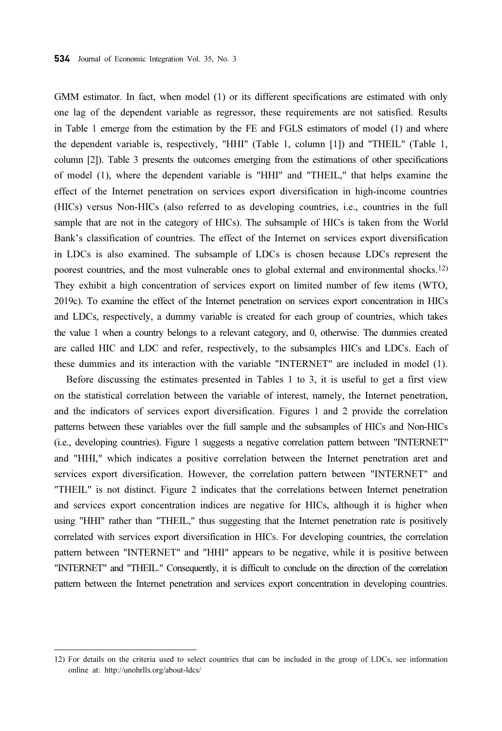GMM estimator. In fact, when model (1) or its different specifications are estimated with only one lag of the dependent variable as regressor, these requirements are not satisfied. Results in Table 1 emerge from the estimation by the FE and FGLS estimators of model (1) and where the dependent variable is, respectively, "HHI" (Table 1, column [1]) and "THEIL" (Table 1, column [2]). Table 3 presents the outcomes emerging from the estimations of other specifications of model (1), where the dependent variable is "HHI" and "THEIL," that helps examine the effect of the Internet penetration on services export diversification in high-income countries (HICs) versus Non-HICs (also referred to as developing countries, i.e., countries in the full sample that are not in the category of HICs). The subsample of HICs is taken from the World Bank's classification of countries. The effect of the Internet on services export diversification in LDCs is also examined. The subsample of LDCs is chosen because LDCs represent the poorest countries, and the most vulnerable ones to global external and environmental shocks.[12) They exhibit a high concentration of services export on limited number of few items (WTO, 2019c). To examine the effect of the Internet penetration on services export concentration in HICs and LDCs, respectively, a dummy variable is created for each group of countries, which takes the value 1 when a country belongs to a relevant category, and 0, otherwise. The dummies created are called HIC and LDC and refer, respectively, to the subsamples HICs and LDCs. Each of these dummies and its interaction with the variable "INTERNET" are included in model (1).

Before discussing the estimates presented in Tables 1 to 3, it is useful to get a first view on the statistical correlation between the variable of interest, namely, the Internet penetration, and the indicators of services export diversification. Figures 1 and 2 provide the correlation patterns between these variables over the full sample and the subsamples of HICs and Non-HICs (i.e., developing countries). Figure 1 suggests a negative correlation pattern between "INTERNET" and "HHI," which indicates a positive correlation between the Internet penetration aret and services export diversification. However, the correlation pattern between "INTERNET" and "THEIL" is not distinct. Figure 2 indicates that the correlations between Internet penetration and services export concentration indices are negative for HICs, although it is higher when using "HHI" rather than "THEIL," thus suggesting that the Internet penetration rate is positively correlated with services export diversification in HICs. For developing countries, the correlation pattern between "INTERNET" and "HHI" appears to be negative, while it is positive between "INTERNET" and "THEIL." Consequently, it is difficult to conclude on the direction of the correlation pattern between the Internet penetration and services export concentration in developing countries.

12) For details on the criteria used to select countries that can be included in the group of LDCs, see information online at: http://unohrlls.org/about-ldcs/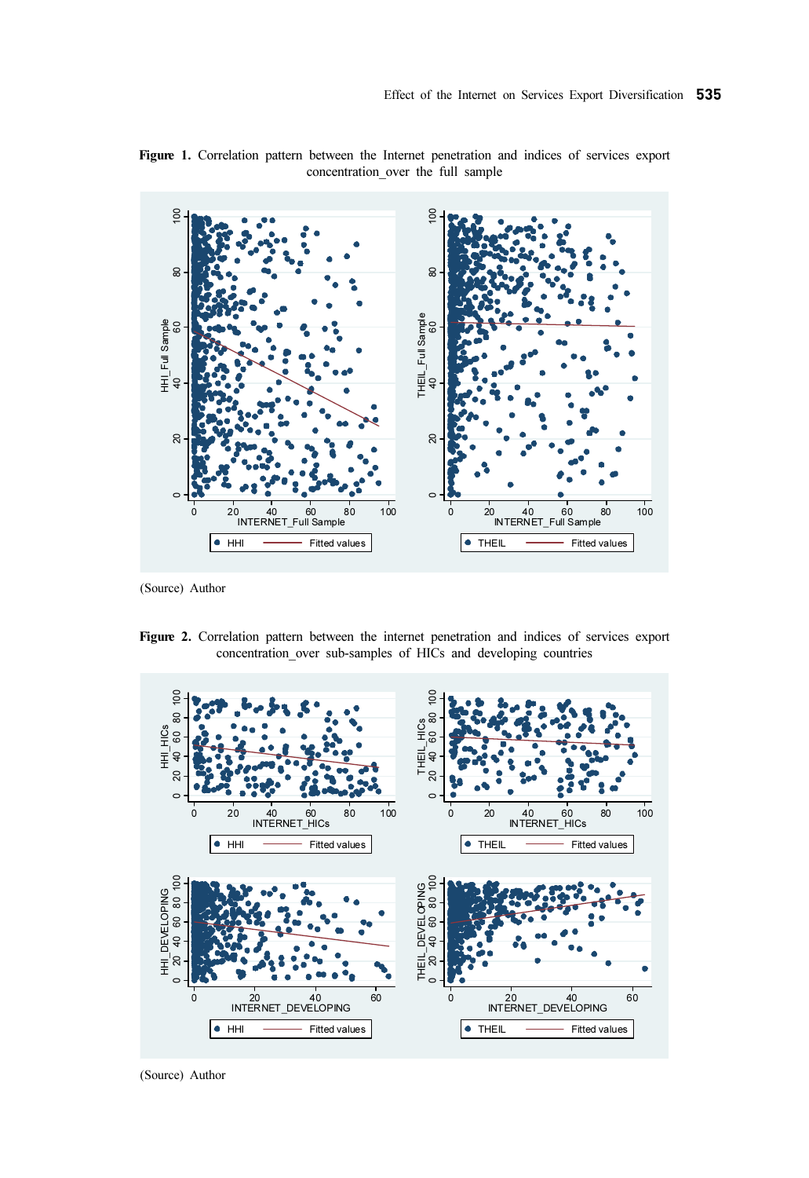**Figure 1.** Correlation pattern between the Internet penetration and indices of services export concentration_over the full sample

(Source) Author

**Figure 2.** Correlation pattern between the internet penetration and indices of services export concentration_over sub-samples of HICs and developing countries

(Source) Author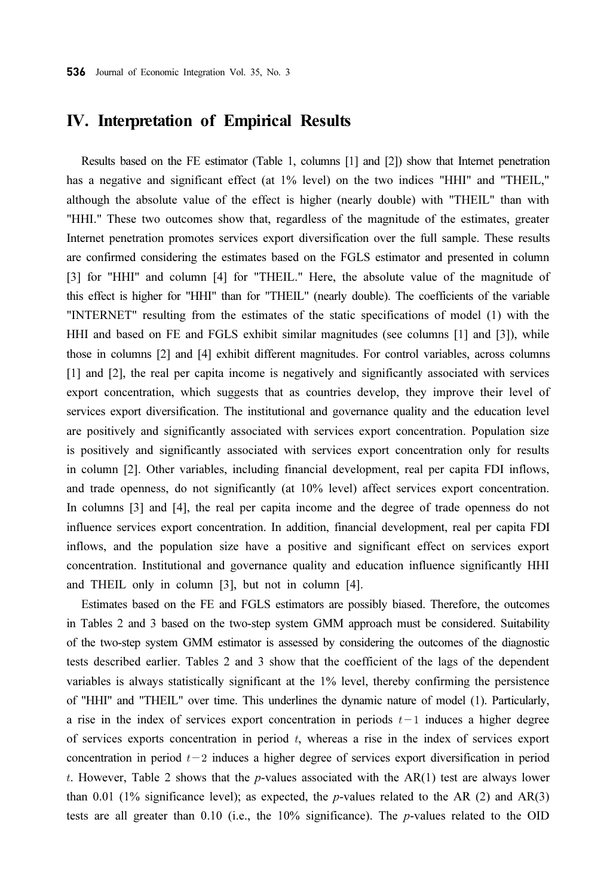## IV. Interpretation of Empirical Results

Results based on the FE estimator (Table 1, columns [1] and [2]) show that Internet penetration has a negative and significant effect (at 1% level) on the two indices "HHI" and "THEIL," although the absolute value of the effect is higher (nearly double) with "THEIL" than with "HHI." These two outcomes show that, regardless of the magnitude of the estimates, greater Internet penetration promotes services export diversification over the full sample. These results are confirmed considering the estimates based on the FGLS estimator and presented in column [3] for "HHI" and column [4] for "THEIL." Here, the absolute value of the magnitude of this effect is higher for "HHI" than for "THEIL" (nearly double). The coefficients of the variable "INTERNET" resulting from the estimates of the static specifications of model (1) with the HHI and based on FE and FGLS exhibit similar magnitudes (see columns [1] and [3]), while those in columns [2] and [4] exhibit different magnitudes. For control variables, across columns [1] and [2], the real per capita income is negatively and significantly associated with services export concentration, which suggests that as countries develop, they improve their level of services export diversification. The institutional and governance quality and the education level are positively and significantly associated with services export concentration. Population size is positively and significantly associated with services export concentration only for results in column [2]. Other variables, including financial development, real per capita FDI inflows, and trade openness, do not significantly (at 10% level) affect services export concentration. In columns [3] and [4], the real per capita income and the degree of trade openness do not influence services export concentration. In addition, financial development, real per capita FDI inflows, and the population size have a positive and significant effect on services export concentration. Institutional and governance quality and education influence significantly HHI and THEIL only in column [3], but not in column [4].

Estimates based on the FE and FGLS estimators are possibly biased. Therefore, the outcomes in Tables 2 and 3 based on the two-step system GMM approach must be considered. Suitability of the two-step system GMM estimator is assessed by considering the outcomes of the diagnostic tests described earlier. Tables 2 and 3 show that the coefficient of the lags of the dependent variables is always statistically significant at the 1% level, thereby confirming the persistence of "HHI" and "THEIL" over time. This underlines the dynamic nature of model (1). Particularly, a rise in the index of services export concentration in periods $t-1$ induces a higher degree of services exports concentration in period $t$, whereas a rise in the index of services export concentration in period $t-2$ induces a higher degree of services export diversification in period $t$. However, Table 2 shows that the *p*-values associated with the AR(1) test are always lower than 0.01 (1% significance level); as expected, the *p*-values related to the AR (2) and AR(3) tests are all greater than 0.10 (i.e., the 10% significance). The *p*-values related to the OID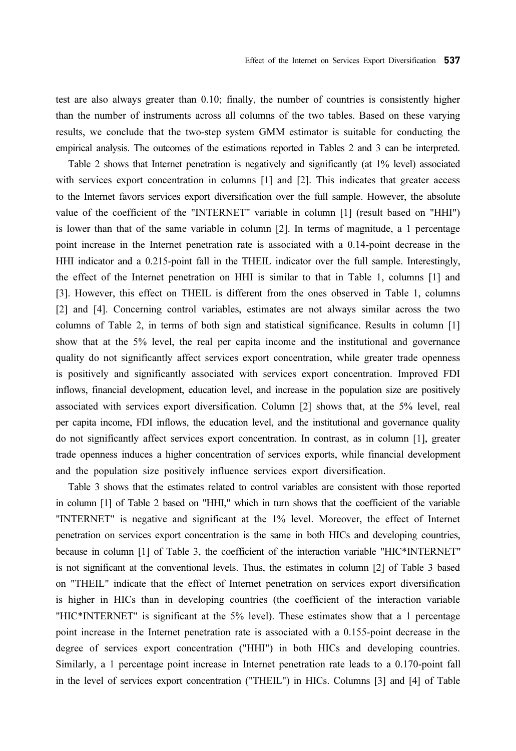test are also always greater than 0.10; finally, the number of countries is consistently higher than the number of instruments across all columns of the two tables. Based on these varying results, we conclude that the two-step system GMM estimator is suitable for conducting the empirical analysis. The outcomes of the estimations reported in Tables 2 and 3 can be interpreted.

Table 2 shows that Internet penetration is negatively and significantly (at 1% level) associated with services export concentration in columns [1] and [2]. This indicates that greater access to the Internet favors services export diversification over the full sample. However, the absolute value of the coefficient of the "INTERNET" variable in column [1] (result based on "HHI") is lower than that of the same variable in column [2]. In terms of magnitude, a 1 percentage point increase in the Internet penetration rate is associated with a 0.14-point decrease in the HHI indicator and a 0.215-point fall in the THEIL indicator over the full sample. Interestingly, the effect of the Internet penetration on HHI is similar to that in Table 1, columns [1] and [3]. However, this effect on THEIL is different from the ones observed in Table 1, columns [2] and [4]. Concerning control variables, estimates are not always similar across the two columns of Table 2, in terms of both sign and statistical significance. Results in column [1] show that at the 5% level, the real per capita income and the institutional and governance quality do not significantly affect services export concentration, while greater trade openness is positively and significantly associated with services export concentration. Improved FDI inflows, financial development, education level, and increase in the population size are positively associated with services export diversification. Column [2] shows that, at the 5% level, real per capita income, FDI inflows, the education level, and the institutional and governance quality do not significantly affect services export concentration. In contrast, as in column [1], greater trade openness induces a higher concentration of services exports, while financial development and the population size positively influence services export diversification.

Table 3 shows that the estimates related to control variables are consistent with those reported in column [1] of Table 2 based on "HHI," which in turn shows that the coefficient of the variable "INTERNET" is negative and significant at the 1% level. Moreover, the effect of Internet penetration on services export concentration is the same in both HICs and developing countries, because in column [1] of Table 3, the coefficient of the interaction variable "HIC*INTERNET" is not significant at the conventional levels. Thus, the estimates in column [2] of Table 3 based on "THEIL" indicate that the effect of Internet penetration on services export diversification is higher in HICs than in developing countries (the coefficient of the interaction variable "HIC*INTERNET" is significant at the 5% level). These estimates show that a 1 percentage point increase in the Internet penetration rate is associated with a 0.155-point decrease in the degree of services export concentration ("HHI") in both HICs and developing countries. Similarly, a 1 percentage point increase in Internet penetration rate leads to a 0.170-point fall in the level of services export concentration ("THEIL") in HICs. Columns [3] and [4] of Table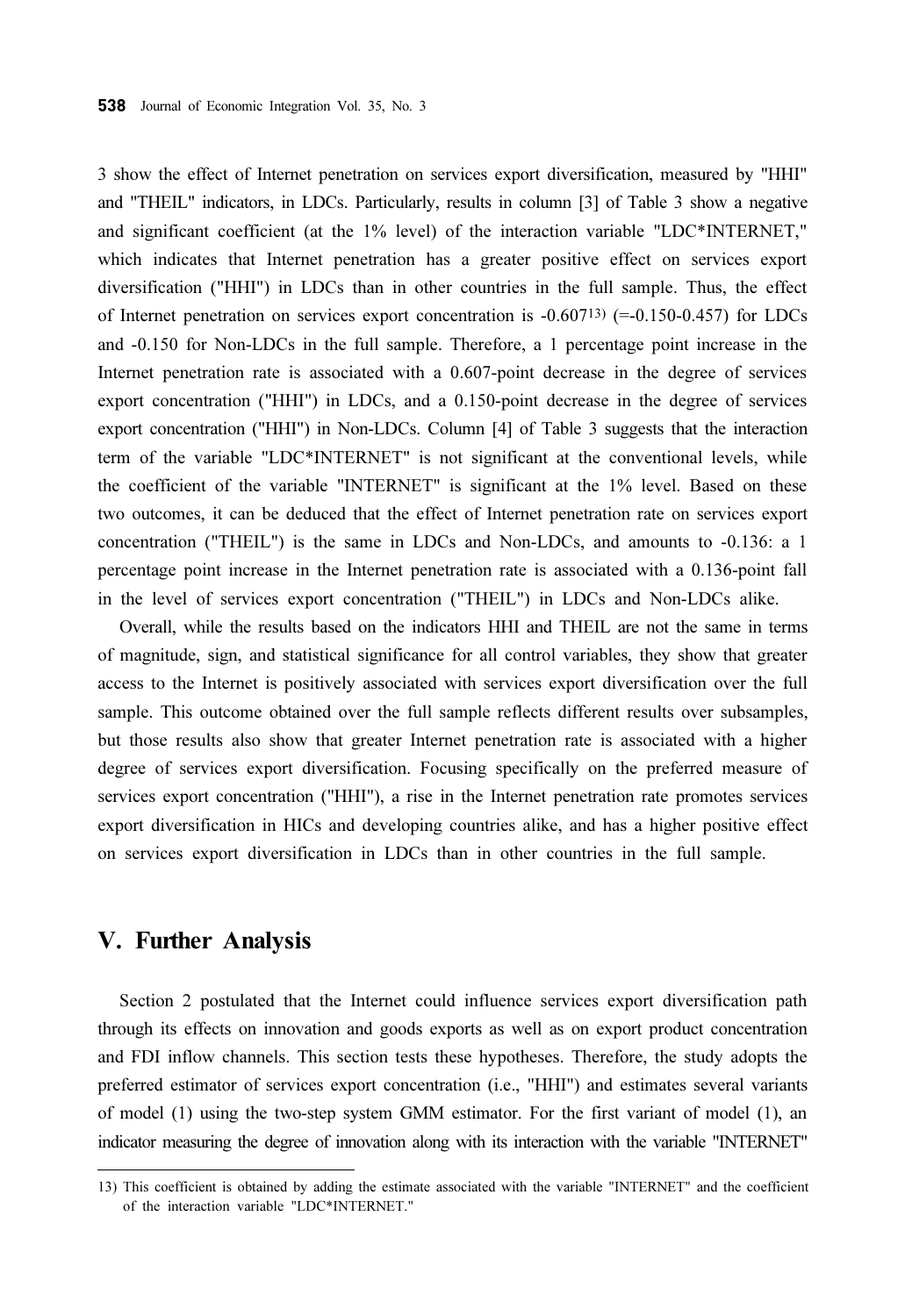3 show the effect of Internet penetration on services export diversification, measured by "HHI" and "THEIL" indicators, in LDCs. Particularly, results in column [3] of Table 3 show a negative and significant coefficient (at the 1% level) of the interaction variable "LDC*INTERNET," which indicates that Internet penetration has a greater positive effect on services export diversification ("HHI") in LDCs than in other countries in the full sample. Thus, the effect of Internet penetration on services export concentration is -0.607[13] (=-0.150-0.457) for LDCs and -0.150 for Non-LDCs in the full sample. Therefore, a 1 percentage point increase in the Internet penetration rate is associated with a 0.607-point decrease in the degree of services export concentration ("HHI") in LDCs, and a 0.150-point decrease in the degree of services export concentration ("HHI") in Non-LDCs. Column [4] of Table 3 suggests that the interaction term of the variable "LDC*INTERNET" is not significant at the conventional levels, while the coefficient of the variable "INTERNET" is significant at the 1% level. Based on these two outcomes, it can be deduced that the effect of Internet penetration rate on services export concentration ("THEIL") is the same in LDCs and Non-LDCs, and amounts to -0.136: a 1 percentage point increase in the Internet penetration rate is associated with a 0.136-point fall in the level of services export concentration ("THEIL") in LDCs and Non-LDCs alike.

Overall, while the results based on the indicators HHI and THEIL are not the same in terms of magnitude, sign, and statistical significance for all control variables, they show that greater access to the Internet is positively associated with services export diversification over the full sample. This outcome obtained over the full sample reflects different results over subsamples, but those results also show that greater Internet penetration rate is associated with a higher degree of services export diversification. Focusing specifically on the preferred measure of services export concentration ("HHI"), a rise in the Internet penetration rate promotes services export diversification in HICs and developing countries alike, and has a higher positive effect on services export diversification in LDCs than in other countries in the full sample.

## V. Further Analysis

Section 2 postulated that the Internet could influence services export diversification path through its effects on innovation and goods exports as well as on export product concentration and FDI inflow channels. This section tests these hypotheses. Therefore, the study adopts the preferred estimator of services export concentration (i.e., "HHI") and estimates several variants of model (1) using the two-step system GMM estimator. For the first variant of model (1), an indicator measuring the degree of innovation along with its interaction with the variable "INTERNET"

---

13) This coefficient is obtained by adding the estimate associated with the variable "INTERNET" and the coefficient of the interaction variable "LDC*INTERNET."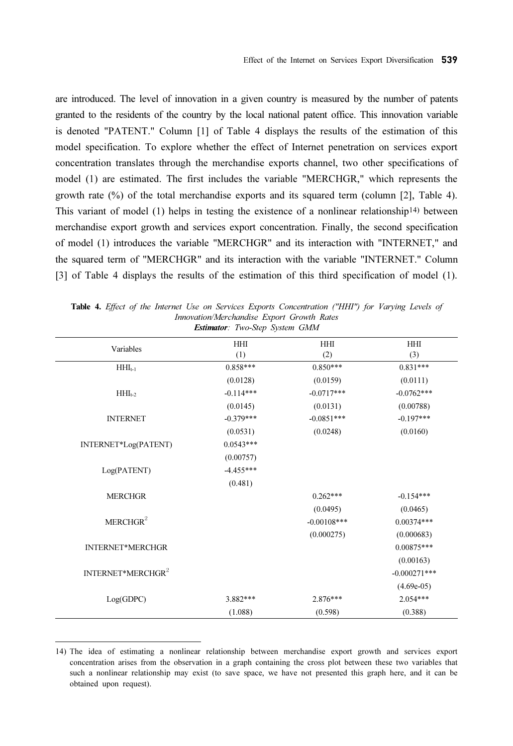are introduced. The level of innovation in a given country is measured by the number of patents granted to the residents of the country by the local national patent office. This innovation variable is denoted "PATENT." Column [1] of Table 4 displays the results of the estimation of this model specification. To explore whether the effect of Internet penetration on services export concentration translates through the merchandise exports channel, two other specifications of model (1) are estimated. The first includes the variable "MERCHGR," which represents the growth rate (%) of the total merchandise exports and its squared term (column [2], Table 4). This variant of model (1) helps in testing the existence of a nonlinear relationship[14] between merchandise export growth and services export concentration. Finally, the second specification of model (1) introduces the variable "MERCHGR" and its interaction with "INTERNET," and the squared term of "MERCHGR" and its interaction with the variable "INTERNET." Column [3] of Table 4 displays the results of the estimation of this third specification of model (1).

**Table 4.** *Effect of the Internet Use on Services Exports Concentration ("HHI") for Varying Levels of Innovation/Merchandise Export Growth Rates*
***Estimator**: Two-Step System GMM*

| Variables | HHI (1) | HHI (2) | HHI (3) |
|---|---|---|---|
| $HHI_{t-1}$ | 0.858*** | 0.850*** | 0.831*** |
| | (0.0128) | (0.0159) | (0.0111) |
| $HHI_{t-2}$ | -0.114*** | -0.0717*** | -0.0762*** |
| | (0.0145) | (0.0131) | (0.00788) |
| INTERNET | -0.379*** | -0.0851*** | -0.197*** |
| | (0.0531) | (0.0248) | (0.0160) |
| INTERNET*Log(PATENT) | 0.0543*** | | |
| | (0.00757) | | |
| Log(PATENT) | -4.455*** | | |
| | (0.481) | | |
| MERCHGR | | 0.262*** | -0.154*** |
| | | (0.0495) | (0.0465) |
| $MERCHGR^2$ | | -0.00108*** | 0.00374*** |
| | | (0.000275) | (0.000683) |
| INTERNET*MERCHGR | | | 0.00875*** |
| | | | (0.00163) |
| $INTERNET*MERCHGR^2$ | | | -0.000271*** |
| | | | (4.69e-05) |
| Log(GDPC) | 3.882*** | 2.876*** | 2.054*** |
| | (1.088) | (0.598) | (0.388) |

14) The idea of estimating a nonlinear relationship between merchandise export growth and services export concentration arises from the observation in a graph containing the cross plot between these two variables that such a nonlinear relationship may exist (to save space, we have not presented this graph here, and it can be obtained upon request).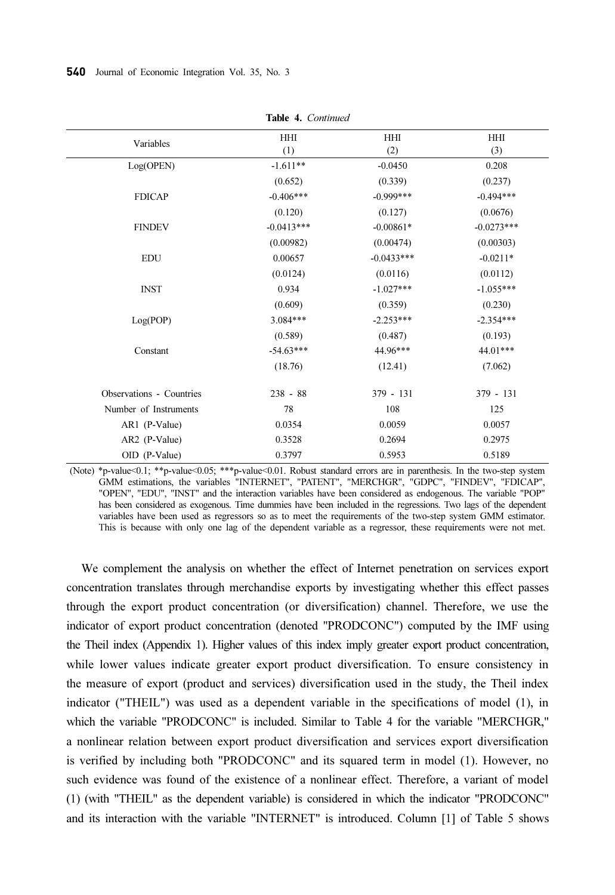**Table 4.** *Continued*

| Variables | HHI (1) | HHI (2) | HHI (3) |
|---|---|---|---|
| Log(OPEN) | -1.611** | -0.0450 | 0.208 |
| | (0.652) | (0.339) | (0.237) |
| FDICAP | -0.406*** | -0.999*** | -0.494*** |
| | (0.120) | (0.127) | (0.0676) |
| FINDEV | -0.0413*** | -0.00861* | -0.0273*** |
| | (0.00982) | (0.00474) | (0.00303) |
| EDU | 0.00657 | -0.0433*** | -0.0211* |
| | (0.0124) | (0.0116) | (0.0112) |
| INST | 0.934 | -1.027*** | -1.055*** |
| | (0.609) | (0.359) | (0.230) |
| Log(POP) | 3.084*** | -2.253*** | -2.354*** |
| | (0.589) | (0.487) | (0.193) |
| Constant | -54.63*** | 44.96*** | 44.01*** |
| | (18.76) | (12.41) | (7.062) |
| Observations - Countries | 238 - 88 | 379 - 131 | 379 - 131 |
| Number of Instruments | 78 | 108 | 125 |
| AR1 (P-Value) | 0.0354 | 0.0059 | 0.0057 |
| AR2 (P-Value) | 0.3528 | 0.2694 | 0.2975 |
| OID (P-Value) | 0.3797 | 0.5953 | 0.5189 |

(Note) *p-value<0.1; **p-value<0.05; ***p-value<0.01. Robust standard errors are in parenthesis. In the two-step system GMM estimations, the variables "INTERNET", "PATENT", "MERCHGR", "GDPC", "FINDEV", "FDICAP", "OPEN", "EDU", "INST" and the interaction variables have been considered as endogenous. The variable "POP" has been considered as exogenous. Time dummies have been included in the regressions. Two lags of the dependent variables have been used as regressors so as to meet the requirements of the two-step system GMM estimator. This is because with only one lag of the dependent variable as a regressor, these requirements were not met.

We complement the analysis on whether the effect of Internet penetration on services export concentration translates through merchandise exports by investigating whether this effect passes through the export product concentration (or diversification) channel. Therefore, we use the indicator of export product concentration (denoted "PRODCONC") computed by the IMF using the Theil index (Appendix 1). Higher values of this index imply greater export product concentration, while lower values indicate greater export product diversification. To ensure consistency in the measure of export (product and services) diversification used in the study, the Theil index indicator ("THEIL") was used as a dependent variable in the specifications of model (1), in which the variable "PRODCONC" is included. Similar to Table 4 for the variable "MERCHGR," a nonlinear relation between export product diversification and services export diversification is verified by including both "PRODCONC" and its squared term in model (1). However, no such evidence was found of the existence of a nonlinear effect. Therefore, a variant of model (1) (with "THEIL" as the dependent variable) is considered in which the indicator "PRODCONC" and its interaction with the variable "INTERNET" is introduced. Column [1] of Table 5 shows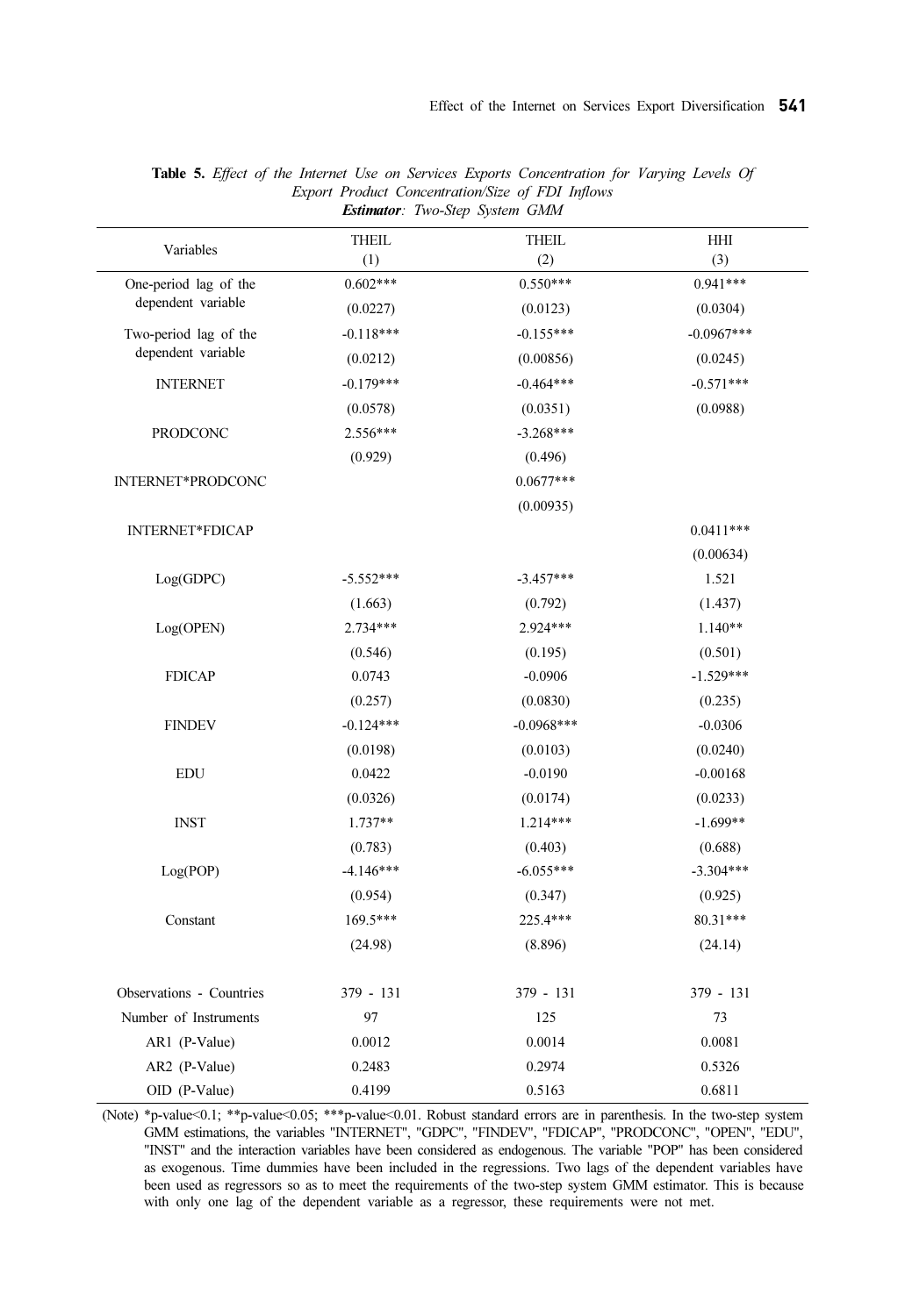**Table 5.** *Effect of the Internet Use on Services Exports Concentration for Varying Levels Of Export Product Concentration/Size of FDI Inflows*
***Estimator**: Two-Step System GMM*

| Variables | THEIL (1) | THEIL (2) | HHI (3) |
|---|---|---|---|
| One-period lag of the dependent variable | 0.602*** | 0.550*** | 0.941*** |
| | (0.0227) | (0.0123) | (0.0304) |
| Two-period lag of the dependent variable | -0.118*** | -0.155*** | -0.0967*** |
| | (0.0212) | (0.00856) | (0.0245) |
| INTERNET | -0.179*** | -0.464*** | -0.571*** |
| | (0.0578) | (0.0351) | (0.0988) |
| PRODCONC | 2.556*** | -3.268*** | |
| | (0.929) | (0.496) | |
| INTERNET*PRODCONC | | 0.0677*** | |
| | | (0.00935) | |
| INTERNET*FDICAP | | | 0.0411*** |
| | | | (0.00634) |
| Log(GDPC) | -5.552*** | -3.457*** | 1.521 |
| | (1.663) | (0.792) | (1.437) |
| Log(OPEN) | 2.734*** | 2.924*** | 1.140** |
| | (0.546) | (0.195) | (0.501) |
| FDICAP | 0.0743 | -0.0906 | -1.529*** |
| | (0.257) | (0.0830) | (0.235) |
| FINDEV | -0.124*** | -0.0968*** | -0.0306 |
| | (0.0198) | (0.0103) | (0.0240) |
| EDU | 0.0422 | -0.0190 | -0.00168 |
| | (0.0326) | (0.0174) | (0.0233) |
| INST | 1.737** | 1.214*** | -1.699** |
| | (0.783) | (0.403) | (0.688) |
| Log(POP) | -4.146*** | -6.055*** | -3.304*** |
| | (0.954) | (0.347) | (0.925) |
| Constant | 169.5*** | 225.4*** | 80.31*** |
| | (24.98) | (8.896) | (24.14) |
| Observations - Countries | 379 - 131 | 379 - 131 | 379 - 131 |
| Number of Instruments | 97 | 125 | 73 |
| AR1 (P-Value) | 0.0012 | 0.0014 | 0.0081 |
| AR2 (P-Value) | 0.2483 | 0.2974 | 0.5326 |
| OID (P-Value) | 0.4199 | 0.5163 | 0.6811 |

(Note) *p-value<0.1; **p-value<0.05; ***p-value<0.01. Robust standard errors are in parenthesis. In the two-step system GMM estimations, the variables "INTERNET", "GDPC", "FINDEV", "FDICAP", "PRODCONC", "OPEN", "EDU", "INST" and the interaction variables have been considered as endogenous. The variable "POP" has been considered as exogenous. Time dummies have been included in the regressions. Two lags of the dependent variables have been used as regressors so as to meet the requirements of the two-step system GMM estimator. This is because with only one lag of the dependent variable as a regressor, these requirements were not met.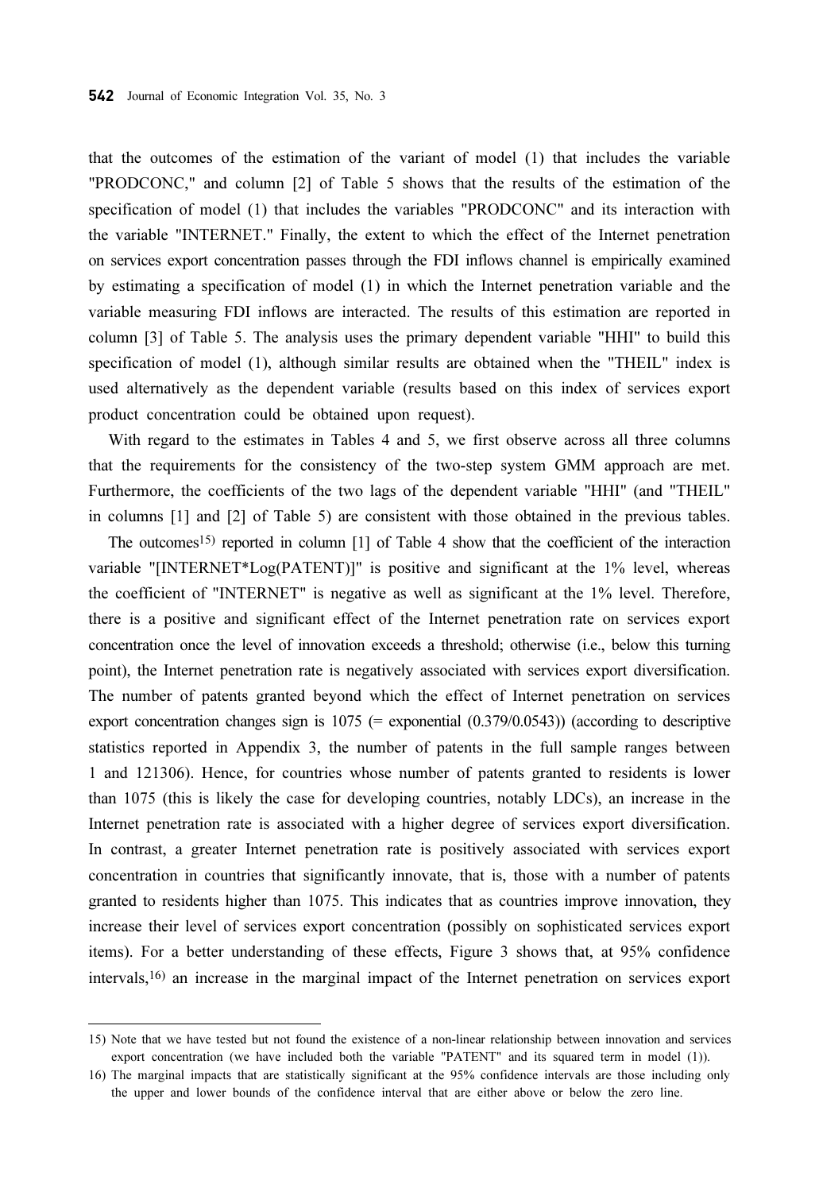that the outcomes of the estimation of the variant of model (1) that includes the variable "PRODCONC," and column [2] of Table 5 shows that the results of the estimation of the specification of model (1) that includes the variables "PRODCONC" and its interaction with the variable "INTERNET." Finally, the extent to which the effect of the Internet penetration on services export concentration passes through the FDI inflows channel is empirically examined by estimating a specification of model (1) in which the Internet penetration variable and the variable measuring FDI inflows are interacted. The results of this estimation are reported in column [3] of Table 5. The analysis uses the primary dependent variable "HHI" to build this specification of model (1), although similar results are obtained when the "THEIL" index is used alternatively as the dependent variable (results based on this index of services export product concentration could be obtained upon request).

With regard to the estimates in Tables 4 and 5, we first observe across all three columns that the requirements for the consistency of the two-step system GMM approach are met. Furthermore, the coefficients of the two lags of the dependent variable "HHI" (and "THEIL" in columns [1] and [2] of Table 5) are consistent with those obtained in the previous tables.

The outcomes[15] reported in column [1] of Table 4 show that the coefficient of the interaction variable "[INTERNET*Log(PATENT)]" is positive and significant at the 1% level, whereas the coefficient of "INTERNET" is negative as well as significant at the 1% level. Therefore, there is a positive and significant effect of the Internet penetration rate on services export concentration once the level of innovation exceeds a threshold; otherwise (i.e., below this turning point), the Internet penetration rate is negatively associated with services export diversification. The number of patents granted beyond which the effect of Internet penetration on services export concentration changes sign is 1075 (= exponential (0.379/0.0543)) (according to descriptive statistics reported in Appendix 3, the number of patents in the full sample ranges between 1 and 121306). Hence, for countries whose number of patents granted to residents is lower than 1075 (this is likely the case for developing countries, notably LDCs), an increase in the Internet penetration rate is associated with a higher degree of services export diversification. In contrast, a greater Internet penetration rate is positively associated with services export concentration in countries that significantly innovate, that is, those with a number of patents granted to residents higher than 1075. This indicates that as countries improve innovation, they increase their level of services export concentration (possibly on sophisticated services export items). For a better understanding of these effects, Figure 3 shows that, at 95% confidence intervals,[16] an increase in the marginal impact of the Internet penetration on services export

---

15) Note that we have tested but not found the existence of a non-linear relationship between innovation and services export concentration (we have included both the variable "PATENT" and its squared term in model (1)).

16) The marginal impacts that are statistically significant at the 95% confidence intervals are those including only the upper and lower bounds of the confidence interval that are either above or below the zero line.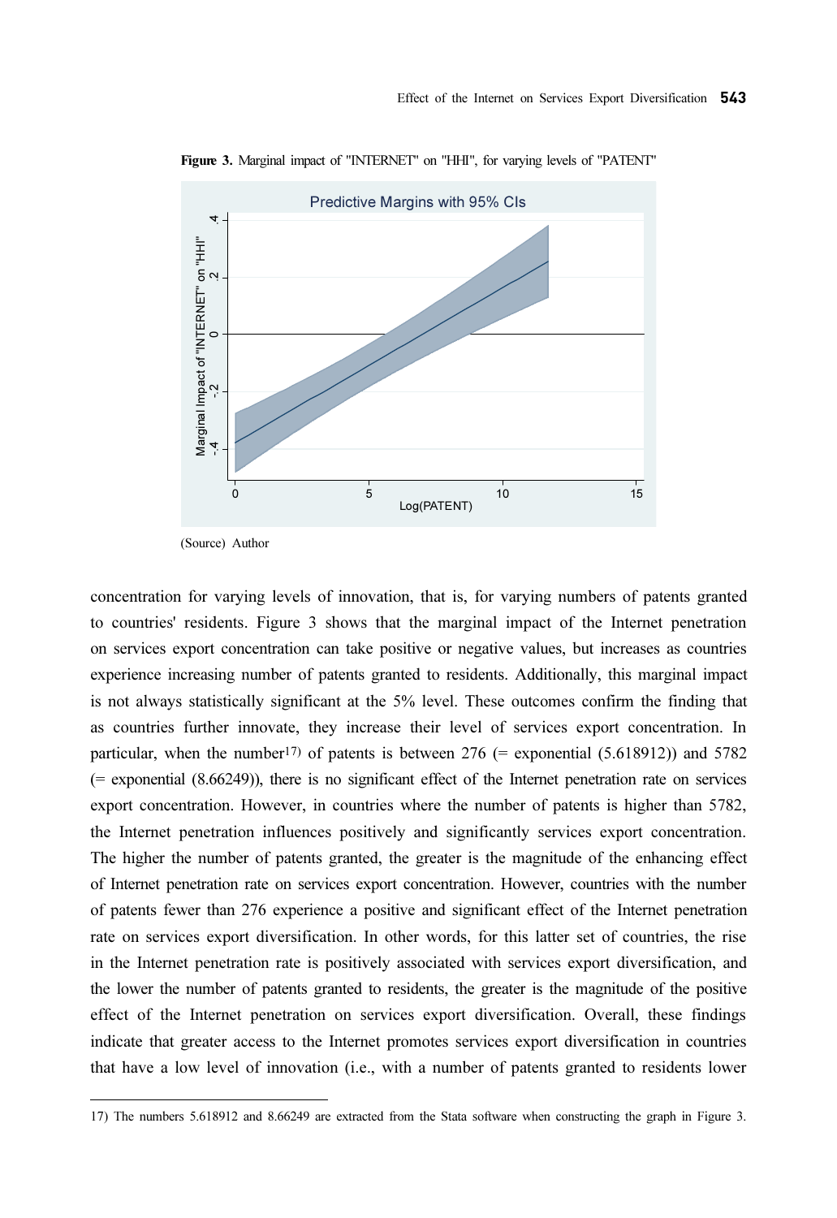**Figure 3.** Marginal impact of "INTERNET" on "HHI", for varying levels of "PATENT"

(Source) Author

concentration for varying levels of innovation, that is, for varying numbers of patents granted to countries' residents. Figure 3 shows that the marginal impact of the Internet penetration on services export concentration can take positive or negative values, but increases as countries experience increasing number of patents granted to residents. Additionally, this marginal impact is not always statistically significant at the 5% level. These outcomes confirm the finding that as countries further innovate, they increase their level of services export concentration. In particular, when the number[17] of patents is between 276 (= exponential (5.618912)) and 5782 (= exponential (8.66249)), there is no significant effect of the Internet penetration rate on services export concentration. However, in countries where the number of patents is higher than 5782, the Internet penetration influences positively and significantly services export concentration. The higher the number of patents granted, the greater is the magnitude of the enhancing effect of Internet penetration rate on services export concentration. However, countries with the number of patents fewer than 276 experience a positive and significant effect of the Internet penetration rate on services export diversification. In other words, for this latter set of countries, the rise in the Internet penetration rate is positively associated with services export diversification, and the lower the number of patents granted to residents, the greater is the magnitude of the positive effect of the Internet penetration on services export diversification. Overall, these findings indicate that greater access to the Internet promotes services export diversification in countries that have a low level of innovation (i.e., with a number of patents granted to residents lower

17) The numbers 5.618912 and 8.66249 are extracted from the Stata software when constructing the graph in Figure 3.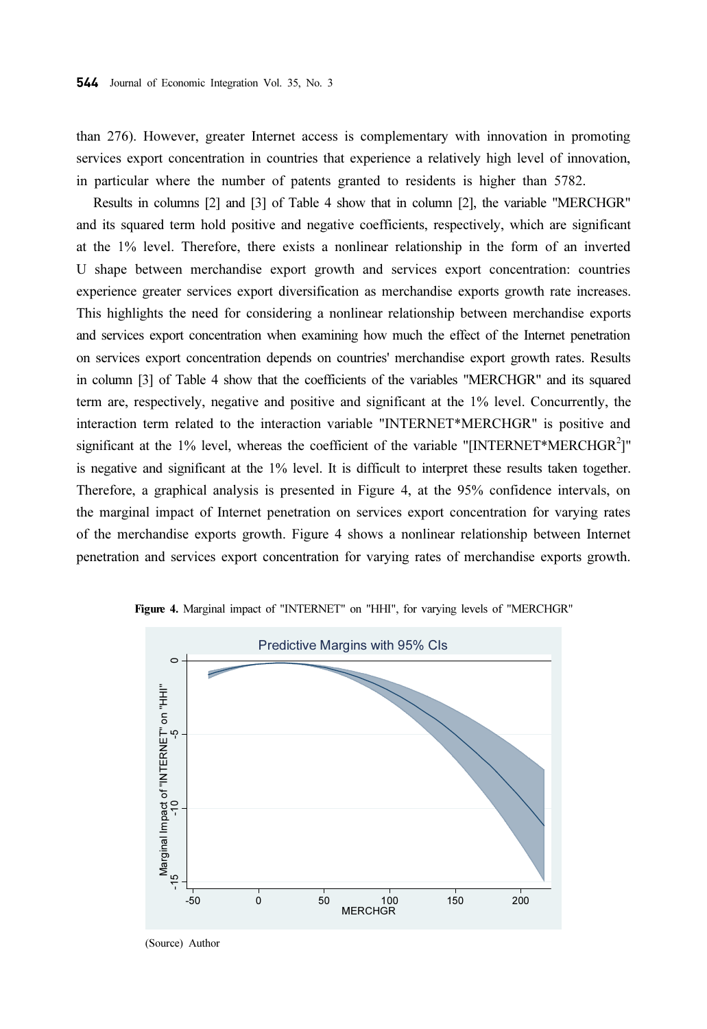than 276). However, greater Internet access is complementary with innovation in promoting services export concentration in countries that experience a relatively high level of innovation, in particular where the number of patents granted to residents is higher than 5782.

Results in columns [2] and [3] of Table 4 show that in column [2], the variable "MERCHGR" and its squared term hold positive and negative coefficients, respectively, which are significant at the 1% level. Therefore, there exists a nonlinear relationship in the form of an inverted U shape between merchandise export growth and services export concentration: countries experience greater services export diversification as merchandise exports growth rate increases. This highlights the need for considering a nonlinear relationship between merchandise exports and services export concentration when examining how much the effect of the Internet penetration on services export concentration depends on countries' merchandise export growth rates. Results in column [3] of Table 4 show that the coefficients of the variables "MERCHGR" and its squared term are, respectively, negative and positive and significant at the 1% level. Concurrently, the interaction term related to the interaction variable "INTERNET*MERCHGR" is positive and significant at the 1% level, whereas the coefficient of the variable "[INTERNET*MERCHGR$^2$]" is negative and significant at the 1% level. It is difficult to interpret these results taken together. Therefore, a graphical analysis is presented in Figure 4, at the 95% confidence intervals, on the marginal impact of Internet penetration on services export concentration for varying rates of the merchandise exports growth. Figure 4 shows a nonlinear relationship between Internet penetration and services export concentration for varying rates of merchandise exports growth.

**Figure 4.** Marginal impact of "INTERNET" on "HHI", for varying levels of "MERCHGR"

(Source) Author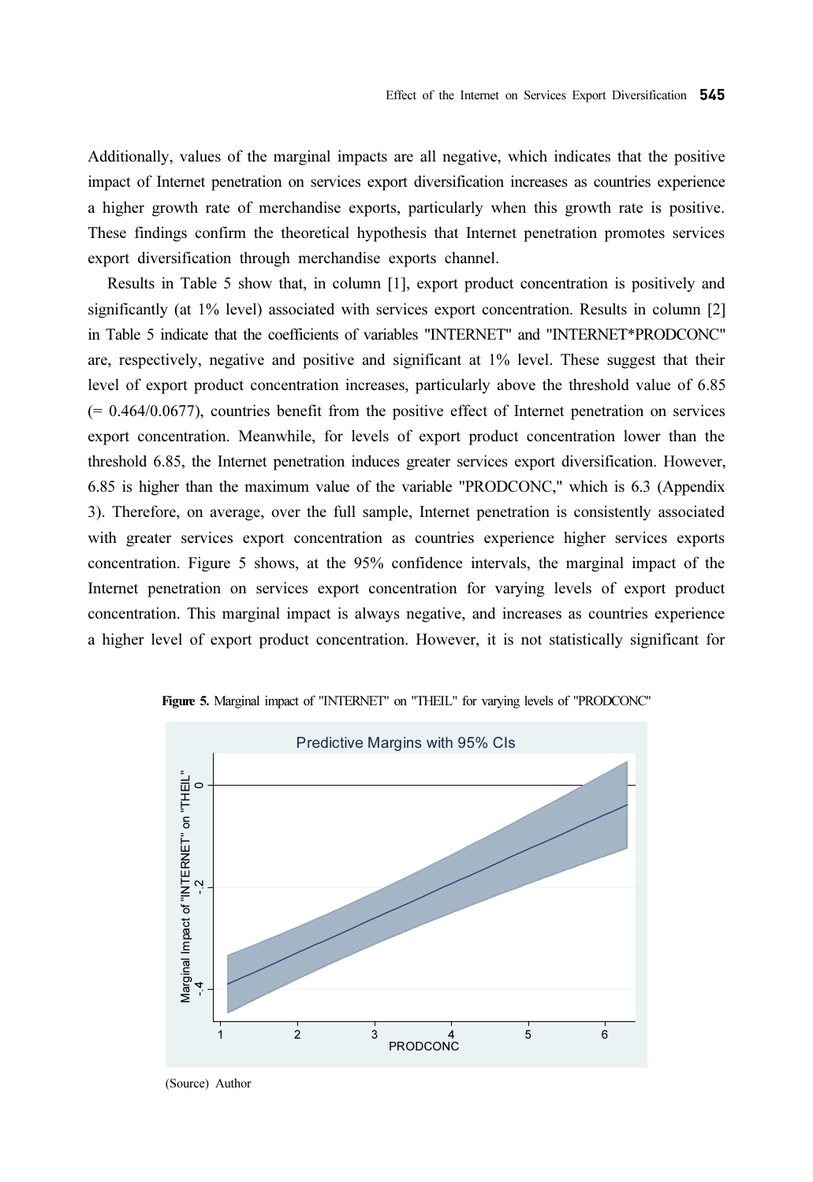Additionally, values of the marginal impacts are all negative, which indicates that the positive impact of Internet penetration on services export diversification increases as countries experience a higher growth rate of merchandise exports, particularly when this growth rate is positive. These findings confirm the theoretical hypothesis that Internet penetration promotes services export diversification through merchandise exports channel.

Results in Table 5 show that, in column [1], export product concentration is positively and significantly (at 1% level) associated with services export concentration. Results in column [2] in Table 5 indicate that the coefficients of variables "INTERNET" and "INTERNET*PRODCONC" are, respectively, negative and positive and significant at 1% level. These suggest that their level of export product concentration increases, particularly above the threshold value of 6.85 (= 0.464/0.0677), countries benefit from the positive effect of Internet penetration on services export concentration. Meanwhile, for levels of export product concentration lower than the threshold 6.85, the Internet penetration induces greater services export diversification. However, 6.85 is higher than the maximum value of the variable "PRODCONC," which is 6.3 (Appendix 3). Therefore, on average, over the full sample, Internet penetration is consistently associated with greater services export concentration as countries experience higher services exports concentration. Figure 5 shows, at the 95% confidence intervals, the marginal impact of the Internet penetration on services export concentration for varying levels of export product concentration. This marginal impact is always negative, and increases as countries experience a higher level of export product concentration. However, it is not statistically significant for

**Figure 5.** Marginal impact of "INTERNET" on "THEIL" for varying levels of "PRODCONC"

(Source) Author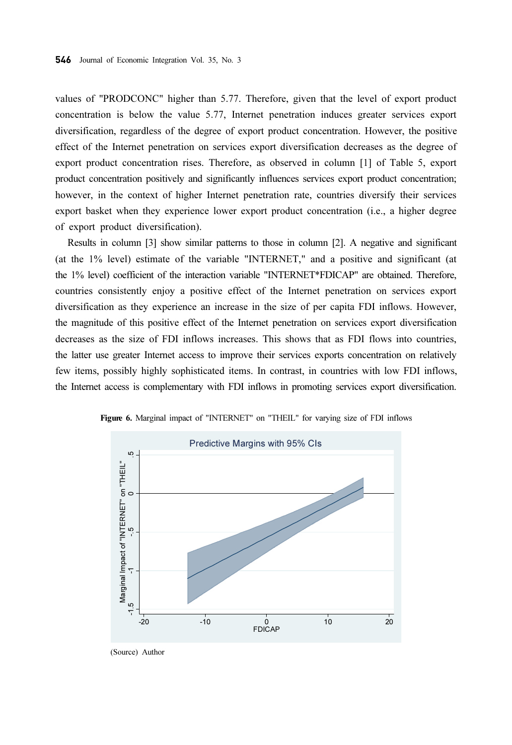values of "PRODCONC" higher than 5.77. Therefore, given that the level of export product concentration is below the value 5.77, Internet penetration induces greater services export diversification, regardless of the degree of export product concentration. However, the positive effect of the Internet penetration on services export diversification decreases as the degree of export product concentration rises. Therefore, as observed in column [1] of Table 5, export product concentration positively and significantly influences services export product concentration; however, in the context of higher Internet penetration rate, countries diversify their services export basket when they experience lower export product concentration (i.e., a higher degree of export product diversification).

Results in column [3] show similar patterns to those in column [2]. A negative and significant (at the 1% level) estimate of the variable "INTERNET," and a positive and significant (at the 1% level) coefficient of the interaction variable "INTERNET*FDICAP" are obtained. Therefore, countries consistently enjoy a positive effect of the Internet penetration on services export diversification as they experience an increase in the size of per capita FDI inflows. However, the magnitude of this positive effect of the Internet penetration on services export diversification decreases as the size of FDI inflows increases. This shows that as FDI flows into countries, the latter use greater Internet access to improve their services exports concentration on relatively few items, possibly highly sophisticated items. In contrast, in countries with low FDI inflows, the Internet access is complementary with FDI inflows in promoting services export diversification.

**Figure 6.** Marginal impact of "INTERNET" on "THEIL" for varying size of FDI inflows

(Source) Author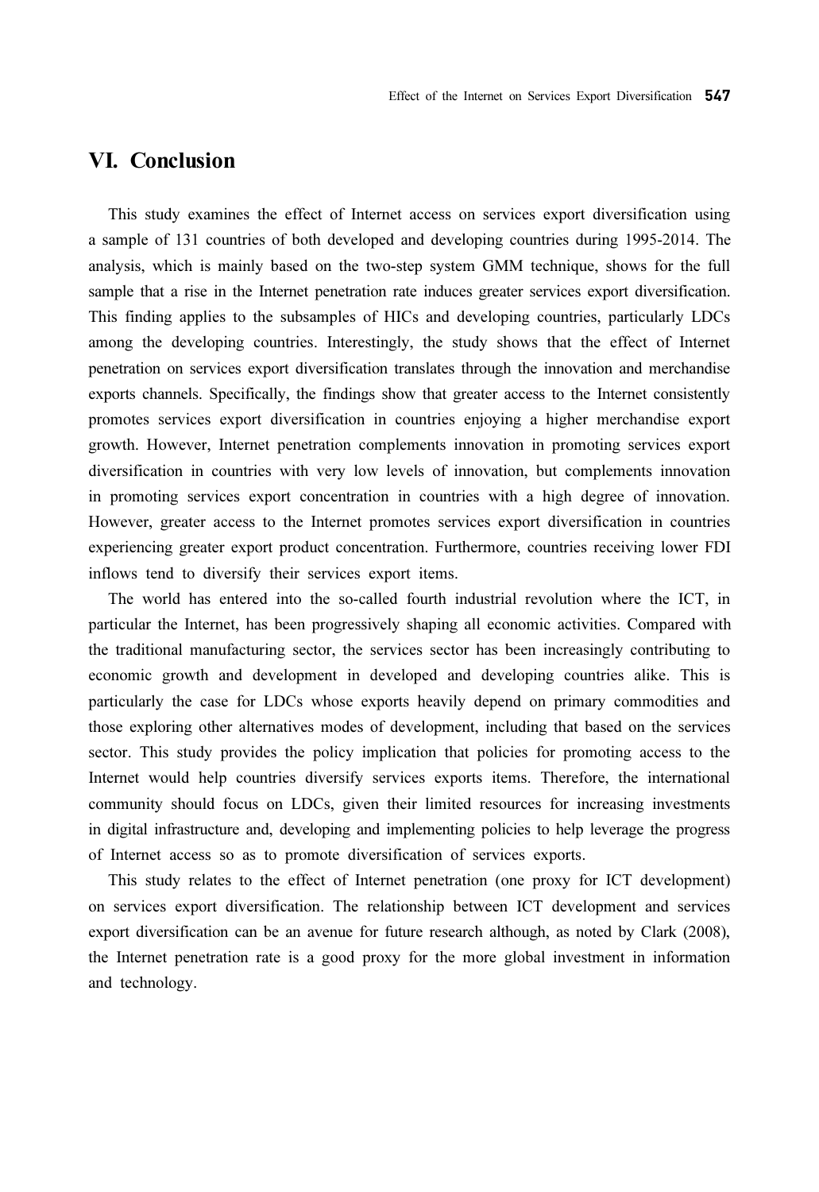## VI. Conclusion

This study examines the effect of Internet access on services export diversification using a sample of 131 countries of both developed and developing countries during 1995-2014. The analysis, which is mainly based on the two-step system GMM technique, shows for the full sample that a rise in the Internet penetration rate induces greater services export diversification. This finding applies to the subsamples of HICs and developing countries, particularly LDCs among the developing countries. Interestingly, the study shows that the effect of Internet penetration on services export diversification translates through the innovation and merchandise exports channels. Specifically, the findings show that greater access to the Internet consistently promotes services export diversification in countries enjoying a higher merchandise export growth. However, Internet penetration complements innovation in promoting services export diversification in countries with very low levels of innovation, but complements innovation in promoting services export concentration in countries with a high degree of innovation. However, greater access to the Internet promotes services export diversification in countries experiencing greater export product concentration. Furthermore, countries receiving lower FDI inflows tend to diversify their services export items.

The world has entered into the so-called fourth industrial revolution where the ICT, in particular the Internet, has been progressively shaping all economic activities. Compared with the traditional manufacturing sector, the services sector has been increasingly contributing to economic growth and development in developed and developing countries alike. This is particularly the case for LDCs whose exports heavily depend on primary commodities and those exploring other alternatives modes of development, including that based on the services sector. This study provides the policy implication that policies for promoting access to the Internet would help countries diversify services exports items. Therefore, the international community should focus on LDCs, given their limited resources for increasing investments in digital infrastructure and, developing and implementing policies to help leverage the progress of Internet access so as to promote diversification of services exports.

This study relates to the effect of Internet penetration (one proxy for ICT development) on services export diversification. The relationship between ICT development and services export diversification can be an avenue for future research although, as noted by Clark (2008), the Internet penetration rate is a good proxy for the more global investment in information and technology.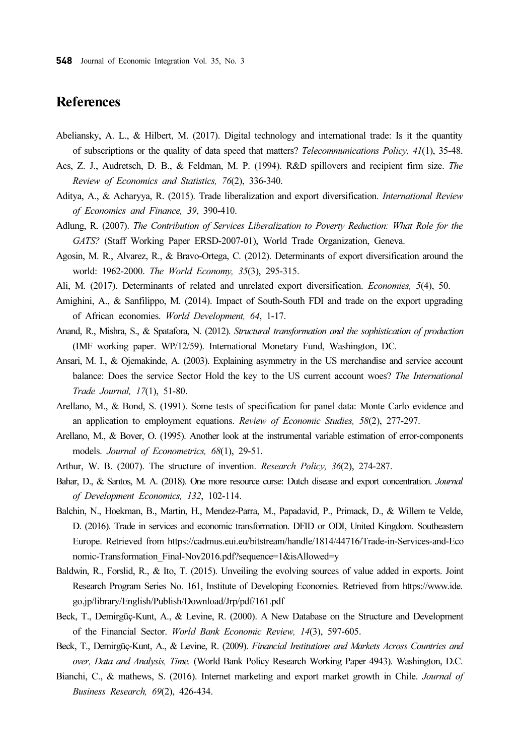## References

Abeliansky, A. L., & Hilbert, M. (2017). Digital technology and international trade: Is it the quantity of subscriptions or the quality of data speed that matters? *Telecommunications Policy, 41*(1), 35-48.

Acs, Z. J., Audretsch, D. B., & Feldman, M. P. (1994). R&D spillovers and recipient firm size. *The Review of Economics and Statistics, 76*(2), 336-340.

Aditya, A., & Acharyya, R. (2015). Trade liberalization and export diversification. *International Review of Economics and Finance, 39*, 390-410.

Adlung, R. (2007). *The Contribution of Services Liberalization to Poverty Reduction: What Role for the GATS?* (Staff Working Paper ERSD-2007-01), World Trade Organization, Geneva.

Agosin, M. R., Alvarez, R., & Bravo-Ortega, C. (2012). Determinants of export diversification around the world: 1962-2000. *The World Economy, 35*(3), 295-315.

Ali, M. (2017). Determinants of related and unrelated export diversification. *Economies, 5*(4), 50.

Amighini, A., & Sanfilippo, M. (2014). Impact of South-South FDI and trade on the export upgrading of African economies. *World Development, 64*, 1-17.

Anand, R., Mishra, S., & Spatafora, N. (2012). *Structural transformation and the sophistication of production* (IMF working paper. WP/12/59). International Monetary Fund, Washington, DC.

Ansari, M. I., & Ojemakinde, A. (2003). Explaining asymmetry in the US merchandise and service account balance: Does the service Sector Hold the key to the US current account woes? *The International Trade Journal, 17*(1), 51-80.

Arellano, M., & Bond, S. (1991). Some tests of specification for panel data: Monte Carlo evidence and an application to employment equations. *Review of Economic Studies, 58*(2), 277-297.

Arellano, M., & Bover, O. (1995). Another look at the instrumental variable estimation of error-components models. *Journal of Econometrics, 68*(1), 29-51.

Arthur, W. B. (2007). The structure of invention. *Research Policy, 36*(2), 274-287.

Bahar, D., & Santos, M. A. (2018). One more resource curse: Dutch disease and export concentration. *Journal of Development Economics, 132*, 102-114.

Balchin, N., Hoekman, B., Martin, H., Mendez-Parra, M., Papadavid, P., Primack, D., & Willem te Velde, D. (2016). Trade in services and economic transformation. DFID or ODI, United Kingdom. Southeastern Europe. Retrieved from https://cadmus.eui.eu/bitstream/handle/1814/44716/Trade-in-Services-and-Economic-Transformation_Final-Nov2016.pdf?sequence=1&isAllowed=y

Baldwin, R., Forslid, R., & Ito, T. (2015). Unveiling the evolving sources of value added in exports. Joint Research Program Series No. 161, Institute of Developing Economies. Retrieved from https://www.ide.go.jp/library/English/Publish/Download/Jrp/pdf/161.pdf

Beck, T., Demirgüç-Kunt, A., & Levine, R. (2000). A New Database on the Structure and Development of the Financial Sector. *World Bank Economic Review, 14*(3), 597-605.

Beck, T., Demirgüç-Kunt, A., & Levine, R. (2009). *Financial Institutions and Markets Across Countries and over, Data and Analysis, Time.* (World Bank Policy Research Working Paper 4943). Washington, D.C.

Bianchi, C., & mathews, S. (2016). Internet marketing and export market growth in Chile. *Journal of Business Research, 69*(2), 426-434.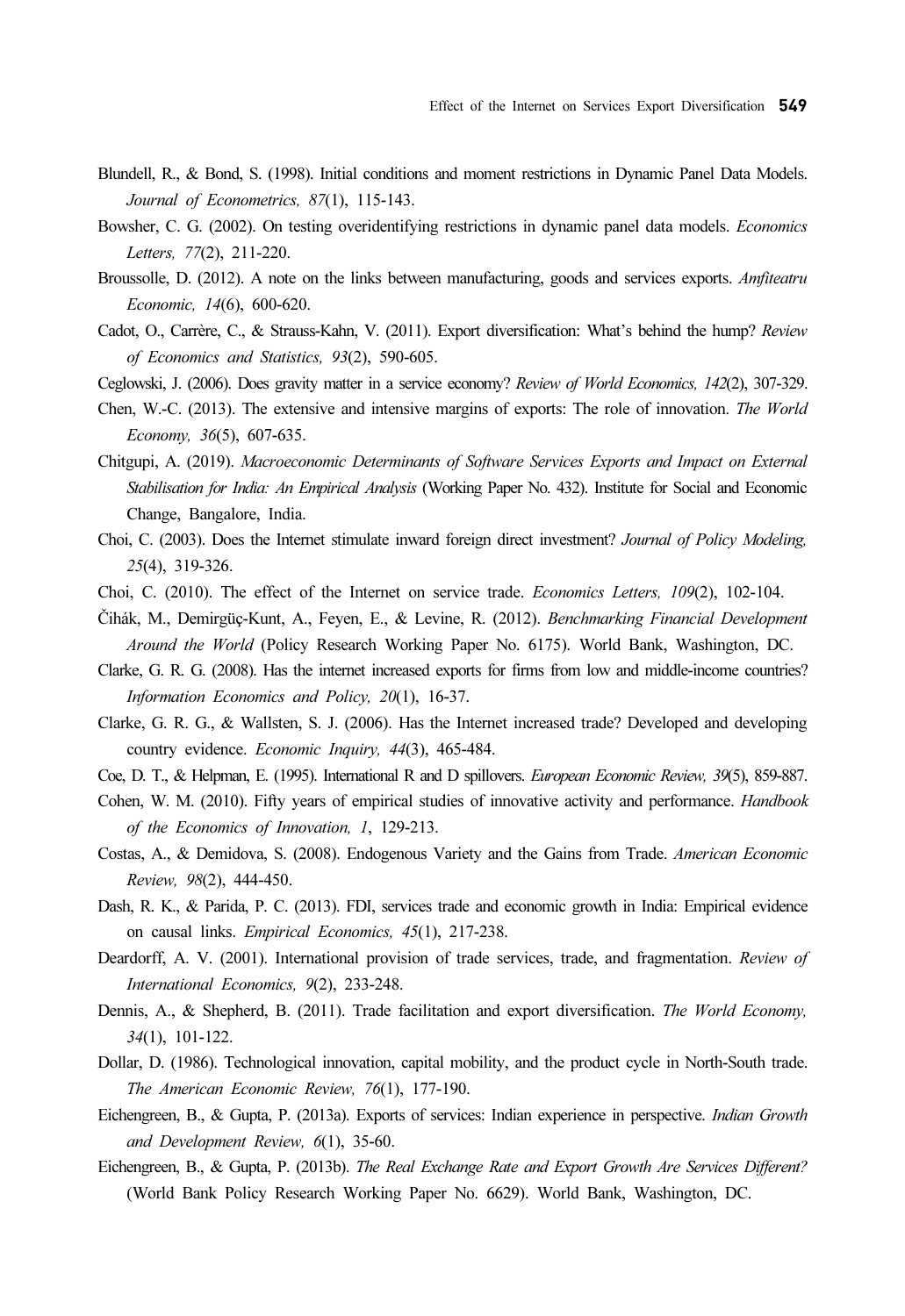Blundell, R., & Bond, S. (1998). Initial conditions and moment restrictions in Dynamic Panel Data Models. *Journal of Econometrics, 87*(1), 115-143.

Bowsher, C. G. (2002). On testing overidentifying restrictions in dynamic panel data models. *Economics Letters, 77*(2), 211-220.

Broussolle, D. (2012). A note on the links between manufacturing, goods and services exports. *Amfiteatru Economic, 14*(6), 600-620.

Cadot, O., Carrère, C., & Strauss-Kahn, V. (2011). Export diversification: What's behind the hump? *Review of Economics and Statistics, 93*(2), 590-605.

Ceglowski, J. (2006). Does gravity matter in a service economy? *Review of World Economics, 142*(2), 307-329.

Chen, W.-C. (2013). The extensive and intensive margins of exports: The role of innovation. *The World Economy, 36*(5), 607-635.

Chitgupi, A. (2019). *Macroeconomic Determinants of Software Services Exports and Impact on External Stabilisation for India: An Empirical Analysis* (Working Paper No. 432). Institute for Social and Economic Change, Bangalore, India.

Choi, C. (2003). Does the Internet stimulate inward foreign direct investment? *Journal of Policy Modeling, 25*(4), 319-326.

Choi, C. (2010). The effect of the Internet on service trade. *Economics Letters, 109*(2), 102-104.

Čihák, M., Demirgüç-Kunt, A., Feyen, E., & Levine, R. (2012). *Benchmarking Financial Development Around the World* (Policy Research Working Paper No. 6175). World Bank, Washington, DC.

Clarke, G. R. G. (2008). Has the internet increased exports for firms from low and middle-income countries? *Information Economics and Policy, 20*(1), 16-37.

Clarke, G. R. G., & Wallsten, S. J. (2006). Has the Internet increased trade? Developed and developing country evidence. *Economic Inquiry, 44*(3), 465-484.

Coe, D. T., & Helpman, E. (1995). International R and D spillovers. *European Economic Review, 39*(5), 859-887.

Cohen, W. M. (2010). Fifty years of empirical studies of innovative activity and performance. *Handbook of the Economics of Innovation, 1*, 129-213.

Costas, A., & Demidova, S. (2008). Endogenous Variety and the Gains from Trade. *American Economic Review, 98*(2), 444-450.

Dash, R. K., & Parida, P. C. (2013). FDI, services trade and economic growth in India: Empirical evidence on causal links. *Empirical Economics, 45*(1), 217-238.

Deardorff, A. V. (2001). International provision of trade services, trade, and fragmentation. *Review of International Economics, 9*(2), 233-248.

Dennis, A., & Shepherd, B. (2011). Trade facilitation and export diversification. *The World Economy, 34*(1), 101-122.

Dollar, D. (1986). Technological innovation, capital mobility, and the product cycle in North-South trade. *The American Economic Review, 76*(1), 177-190.

Eichengreen, B., & Gupta, P. (2013a). Exports of services: Indian experience in perspective. *Indian Growth and Development Review, 6*(1), 35-60.

Eichengreen, B., & Gupta, P. (2013b). *The Real Exchange Rate and Export Growth Are Services Different?* (World Bank Policy Research Working Paper No. 6629). World Bank, Washington, DC.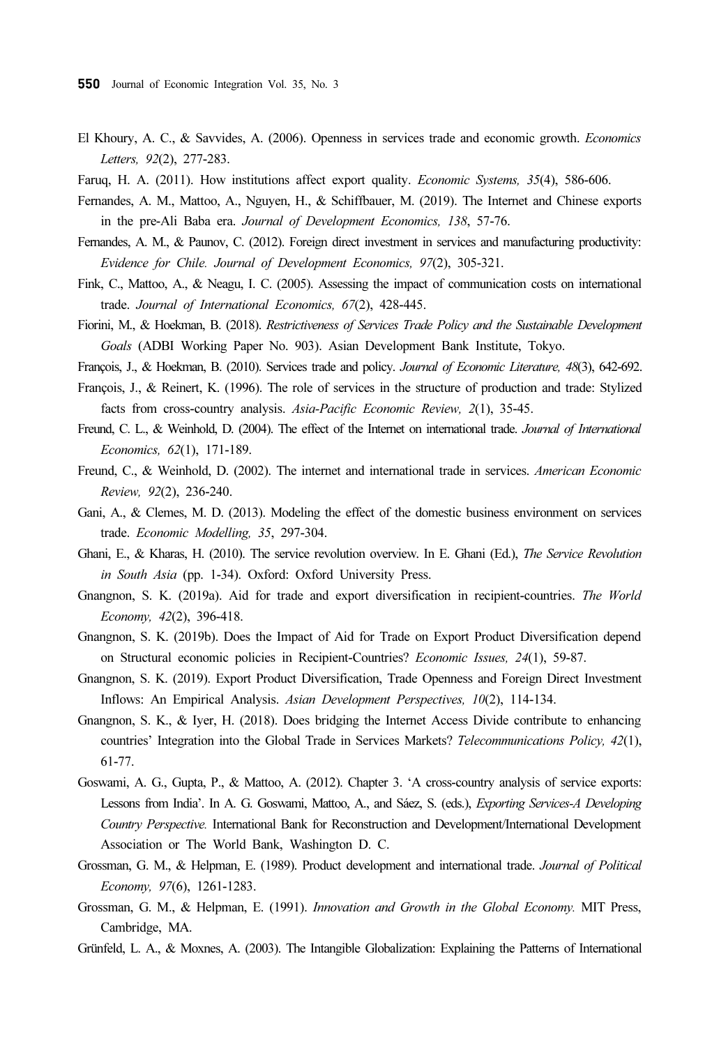El Khoury, A. C., & Savvides, A. (2006). Openness in services trade and economic growth. *Economics Letters, 92*(2), 277-283.

Faruq, H. A. (2011). How institutions affect export quality. *Economic Systems, 35*(4), 586-606.

Fernandes, A. M., Mattoo, A., Nguyen, H., & Schiffbauer, M. (2019). The Internet and Chinese exports in the pre-Ali Baba era. *Journal of Development Economics, 138*, 57-76.

Fernandes, A. M., & Paunov, C. (2012). Foreign direct investment in services and manufacturing productivity: *Evidence for Chile. Journal of Development Economics, 97*(2), 305-321.

Fink, C., Mattoo, A., & Neagu, I. C. (2005). Assessing the impact of communication costs on international trade. *Journal of International Economics, 67*(2), 428-445.

Fiorini, M., & Hoekman, B. (2018). *Restrictiveness of Services Trade Policy and the Sustainable Development Goals* (ADBI Working Paper No. 903). Asian Development Bank Institute, Tokyo.

François, J., & Hoekman, B. (2010). Services trade and policy. *Journal of Economic Literature, 48*(3), 642-692.

François, J., & Reinert, K. (1996). The role of services in the structure of production and trade: Stylized facts from cross-country analysis. *Asia-Pacific Economic Review, 2*(1), 35-45.

Freund, C. L., & Weinhold, D. (2004). The effect of the Internet on international trade. *Journal of International Economics, 62*(1), 171-189.

Freund, C., & Weinhold, D. (2002). The internet and international trade in services. *American Economic Review, 92*(2), 236-240.

Gani, A., & Clemes, M. D. (2013). Modeling the effect of the domestic business environment on services trade. *Economic Modelling, 35*, 297-304.

Ghani, E., & Kharas, H. (2010). The service revolution overview. In E. Ghani (Ed.), *The Service Revolution in South Asia* (pp. 1-34). Oxford: Oxford University Press.

Gnangnon, S. K. (2019a). Aid for trade and export diversification in recipient-countries. *The World Economy, 42*(2), 396-418.

Gnangnon, S. K. (2019b). Does the Impact of Aid for Trade on Export Product Diversification depend on Structural economic policies in Recipient-Countries? *Economic Issues, 24*(1), 59-87.

Gnangnon, S. K. (2019). Export Product Diversification, Trade Openness and Foreign Direct Investment Inflows: An Empirical Analysis. *Asian Development Perspectives, 10*(2), 114-134.

Gnangnon, S. K., & Iyer, H. (2018). Does bridging the Internet Access Divide contribute to enhancing countries' Integration into the Global Trade in Services Markets? *Telecommunications Policy, 42*(1), 61-77.

Goswami, A. G., Gupta, P., & Mattoo, A. (2012). Chapter 3. 'A cross-country analysis of service exports: Lessons from India'. In A. G. Goswami, Mattoo, A., and Sáez, S. (eds.), *Exporting Services-A Developing Country Perspective.* International Bank for Reconstruction and Development/International Development Association or The World Bank, Washington D. C.

Grossman, G. M., & Helpman, E. (1989). Product development and international trade. *Journal of Political Economy, 97*(6), 1261-1283.

Grossman, G. M., & Helpman, E. (1991). *Innovation and Growth in the Global Economy.* MIT Press, Cambridge, MA.

Grünfeld, L. A., & Moxnes, A. (2003). The Intangible Globalization: Explaining the Patterns of International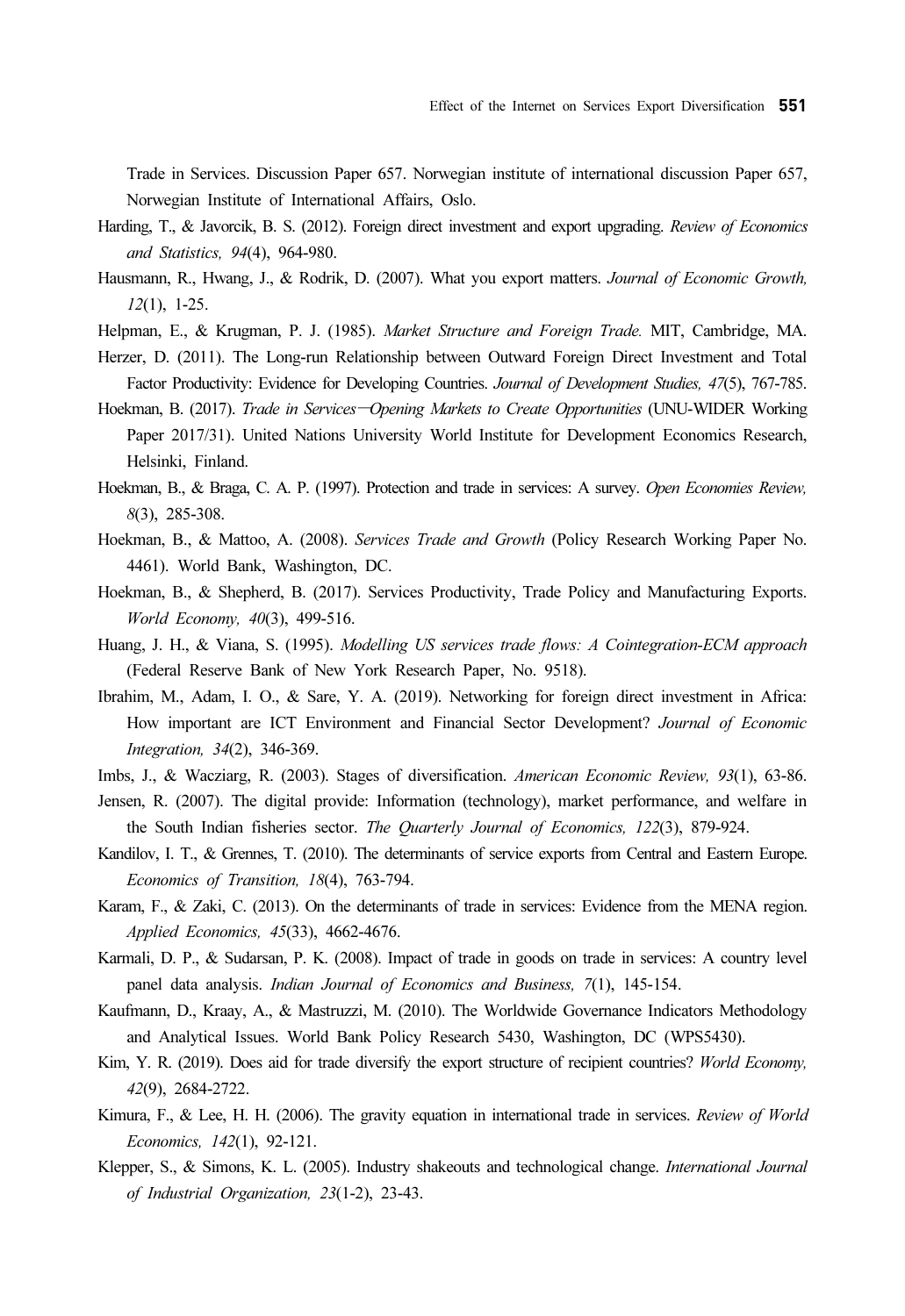Trade in Services. Discussion Paper 657. Norwegian institute of international discussion Paper 657, Norwegian Institute of International Affairs, Oslo.

Harding, T., & Javorcik, B. S. (2012). Foreign direct investment and export upgrading. *Review of Economics and Statistics, 94*(4), 964-980.

Hausmann, R., Hwang, J., & Rodrik, D. (2007). What you export matters. *Journal of Economic Growth, 12*(1), 1-25.

Helpman, E., & Krugman, P. J. (1985). *Market Structure and Foreign Trade.* MIT, Cambridge, MA.

Herzer, D. (2011). The Long-run Relationship between Outward Foreign Direct Investment and Total Factor Productivity: Evidence for Developing Countries. *Journal of Development Studies, 47*(5), 767-785.

Hoekman, B. (2017). *Trade in Services—Opening Markets to Create Opportunities* (UNU-WIDER Working Paper 2017/31). United Nations University World Institute for Development Economics Research, Helsinki, Finland.

Hoekman, B., & Braga, C. A. P. (1997). Protection and trade in services: A survey. *Open Economies Review, 8*(3), 285-308.

Hoekman, B., & Mattoo, A. (2008). *Services Trade and Growth* (Policy Research Working Paper No. 4461). World Bank, Washington, DC.

Hoekman, B., & Shepherd, B. (2017). Services Productivity, Trade Policy and Manufacturing Exports. *World Economy, 40*(3), 499-516.

Huang, J. H., & Viana, S. (1995). *Modelling US services trade flows: A Cointegration-ECM approach* (Federal Reserve Bank of New York Research Paper, No. 9518).

Ibrahim, M., Adam, I. O., & Sare, Y. A. (2019). Networking for foreign direct investment in Africa: How important are ICT Environment and Financial Sector Development? *Journal of Economic Integration, 34*(2), 346-369.

Imbs, J., & Wacziarg, R. (2003). Stages of diversification. *American Economic Review, 93*(1), 63-86.

Jensen, R. (2007). The digital provide: Information (technology), market performance, and welfare in the South Indian fisheries sector. *The Quarterly Journal of Economics, 122*(3), 879-924.

Kandilov, I. T., & Grennes, T. (2010). The determinants of service exports from Central and Eastern Europe. *Economics of Transition, 18*(4), 763-794.

Karam, F., & Zaki, C. (2013). On the determinants of trade in services: Evidence from the MENA region. *Applied Economics, 45*(33), 4662-4676.

Karmali, D. P., & Sudarsan, P. K. (2008). Impact of trade in goods on trade in services: A country level panel data analysis. *Indian Journal of Economics and Business, 7*(1), 145-154.

Kaufmann, D., Kraay, A., & Mastruzzi, M. (2010). The Worldwide Governance Indicators Methodology and Analytical Issues. World Bank Policy Research 5430, Washington, DC (WPS5430).

Kim, Y. R. (2019). Does aid for trade diversify the export structure of recipient countries? *World Economy, 42*(9), 2684-2722.

Kimura, F., & Lee, H. H. (2006). The gravity equation in international trade in services. *Review of World Economics, 142*(1), 92-121.

Klepper, S., & Simons, K. L. (2005). Industry shakeouts and technological change. *International Journal of Industrial Organization, 23*(1-2), 23-43.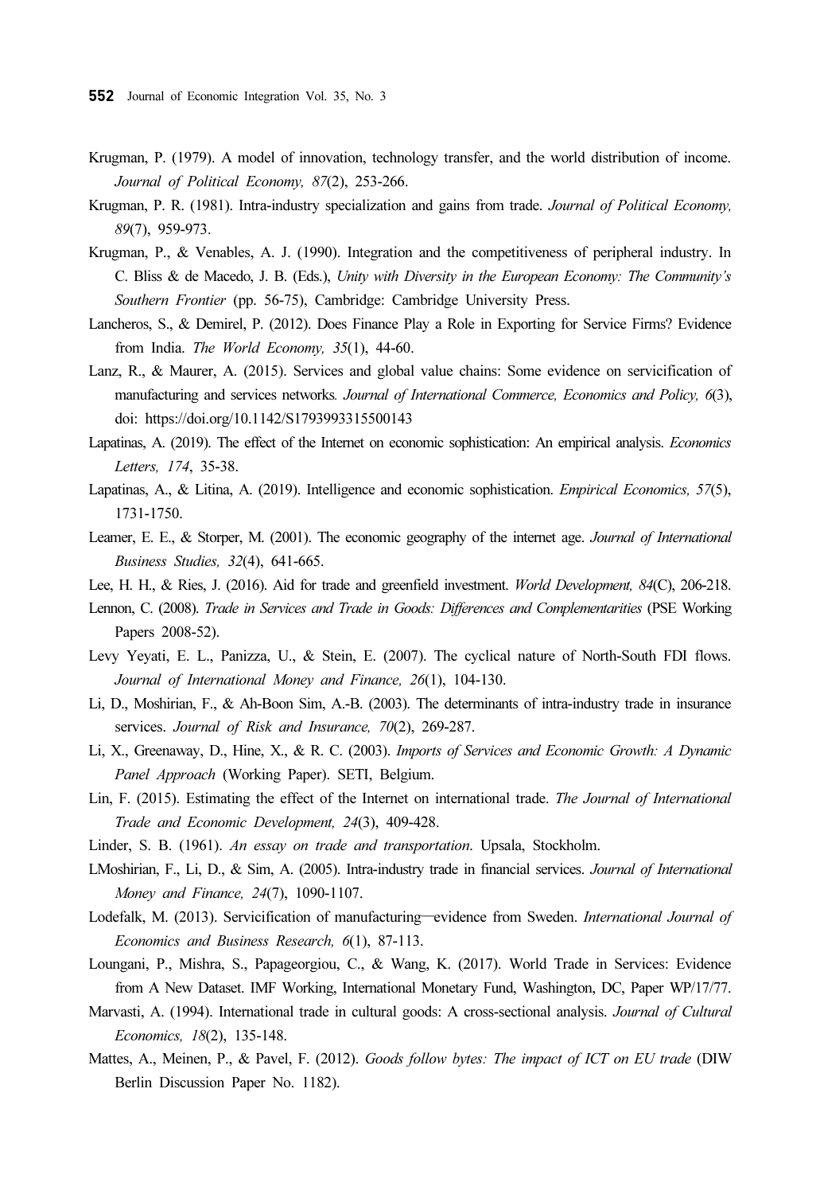Krugman, P. (1979). A model of innovation, technology transfer, and the world distribution of income. *Journal of Political Economy, 87*(2), 253-266.

Krugman, P. R. (1981). Intra-industry specialization and gains from trade. *Journal of Political Economy, 89*(7), 959-973.

Krugman, P., & Venables, A. J. (1990). Integration and the competitiveness of peripheral industry. In C. Bliss & de Macedo, J. B. (Eds.), *Unity with Diversity in the European Economy: The Community's Southern Frontier* (pp. 56-75), Cambridge: Cambridge University Press.

Lancheros, S., & Demirel, P. (2012). Does Finance Play a Role in Exporting for Service Firms? Evidence from India. *The World Economy, 35*(1), 44-60.

Lanz, R., & Maurer, A. (2015). Services and global value chains: Some evidence on servicification of manufacturing and services networks. *Journal of International Commerce, Economics and Policy, 6*(3), doi: https://doi.org/10.1142/S1793993315500143

Lapatinas, A. (2019). The effect of the Internet on economic sophistication: An empirical analysis. *Economics Letters, 174*, 35-38.

Lapatinas, A., & Litina, A. (2019). Intelligence and economic sophistication. *Empirical Economics, 57*(5), 1731-1750.

Leamer, E. E., & Storper, M. (2001). The economic geography of the internet age. *Journal of International Business Studies, 32*(4), 641-665.

Lee, H. H., & Ries, J. (2016). Aid for trade and greenfield investment. *World Development, 84*(C), 206-218.

Lennon, C. (2008). *Trade in Services and Trade in Goods: Differences and Complementarities* (PSE Working Papers 2008-52).

Levy Yeyati, E. L., Panizza, U., & Stein, E. (2007). The cyclical nature of North-South FDI flows. *Journal of International Money and Finance, 26*(1), 104-130.

Li, D., Moshirian, F., & Ah-Boon Sim, A.-B. (2003). The determinants of intra-industry trade in insurance services. *Journal of Risk and Insurance, 70*(2), 269-287.

Li, X., Greenaway, D., Hine, X., & R. C. (2003). *Imports of Services and Economic Growth: A Dynamic Panel Approach* (Working Paper). SETI, Belgium.

Lin, F. (2015). Estimating the effect of the Internet on international trade. *The Journal of International Trade and Economic Development, 24*(3), 409-428.

Linder, S. B. (1961). *An essay on trade and transportation*. Upsala, Stockholm.

LMoshirian, F., Li, D., & Sim, A. (2005). Intra-industry trade in financial services. *Journal of International Money and Finance, 24*(7), 1090-1107.

Lodefalk, M. (2013). Servicification of manufacturing—evidence from Sweden. *International Journal of Economics and Business Research, 6*(1), 87-113.

Loungani, P., Mishra, S., Papageorgiou, C., & Wang, K. (2017). World Trade in Services: Evidence from A New Dataset. IMF Working, International Monetary Fund, Washington, DC, Paper WP/17/77.

Marvasti, A. (1994). International trade in cultural goods: A cross-sectional analysis. *Journal of Cultural Economics, 18*(2), 135-148.

Mattes, A., Meinen, P., & Pavel, F. (2012). *Goods follow bytes: The impact of ICT on EU trade* (DIW Berlin Discussion Paper No. 1182).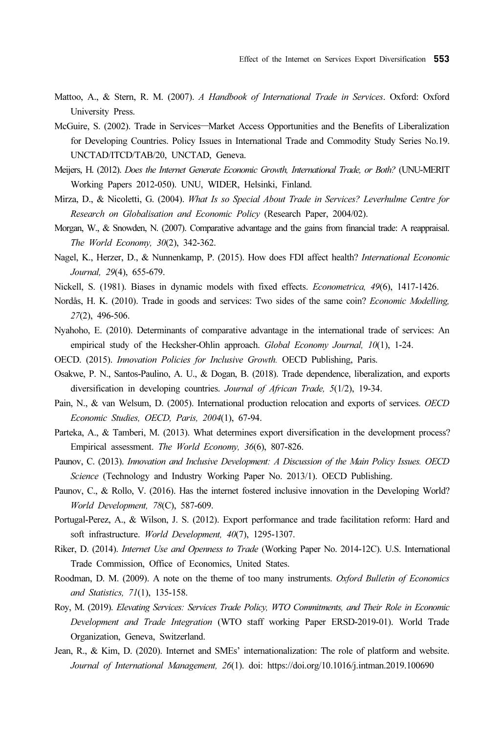Mattoo, A., & Stern, R. M. (2007). *A Handbook of International Trade in Services*. Oxford: Oxford University Press.

McGuire, S. (2002). Trade in Services—Market Access Opportunities and the Benefits of Liberalization for Developing Countries. Policy Issues in International Trade and Commodity Study Series No.19. UNCTAD/ITCD/TAB/20, UNCTAD, Geneva.

Meijers, H. (2012). *Does the Internet Generate Economic Growth, International Trade, or Both?* (UNU-MERIT Working Papers 2012-050). UNU, WIDER, Helsinki, Finland.

Mirza, D., & Nicoletti, G. (2004). *What Is so Special About Trade in Services? Leverhulme Centre for Research on Globalisation and Economic Policy* (Research Paper, 2004/02).

Morgan, W., & Snowden, N. (2007). Comparative advantage and the gains from financial trade: A reappraisal. *The World Economy, 30*(2), 342-362.

Nagel, K., Herzer, D., & Nunnenkamp, P. (2015). How does FDI affect health? *International Economic Journal, 29*(4), 655-679.

Nickell, S. (1981). Biases in dynamic models with fixed effects. *Econometrica, 49*(6), 1417-1426.

Nordås, H. K. (2010). Trade in goods and services: Two sides of the same coin? *Economic Modelling, 27*(2), 496-506.

Nyahoho, E. (2010). Determinants of comparative advantage in the international trade of services: An empirical study of the Hecksher-Ohlin approach. *Global Economy Journal, 10*(1), 1-24.

OECD. (2015). *Innovation Policies for Inclusive Growth.* OECD Publishing, Paris.

Osakwe, P. N., Santos-Paulino, A. U., & Dogan, B. (2018). Trade dependence, liberalization, and exports diversification in developing countries. *Journal of African Trade, 5*(1/2), 19-34.

Pain, N., & van Welsum, D. (2005). International production relocation and exports of services. *OECD Economic Studies, OECD, Paris, 2004*(1), 67-94.

Parteka, A., & Tamberi, M. (2013). What determines export diversification in the development process? Empirical assessment. *The World Economy, 36*(6), 807-826.

Paunov, C. (2013). *Innovation and Inclusive Development: A Discussion of the Main Policy Issues. OECD Science* (Technology and Industry Working Paper No. 2013/1). OECD Publishing.

Paunov, C., & Rollo, V. (2016). Has the internet fostered inclusive innovation in the Developing World? *World Development, 78*(C), 587-609.

Portugal-Perez, A., & Wilson, J. S. (2012). Export performance and trade facilitation reform: Hard and soft infrastructure. *World Development, 40*(7), 1295-1307.

Riker, D. (2014). *Internet Use and Openness to Trade* (Working Paper No. 2014-12C). U.S. International Trade Commission, Office of Economics, United States.

Roodman, D. M. (2009). A note on the theme of too many instruments. *Oxford Bulletin of Economics and Statistics, 71*(1), 135-158.

Roy, M. (2019). *Elevating Services: Services Trade Policy, WTO Commitments, and Their Role in Economic Development and Trade Integration* (WTO staff working Paper ERSD-2019-01). World Trade Organization, Geneva, Switzerland.

Jean, R., & Kim, D. (2020). Internet and SMEs' internationalization: The role of platform and website. *Journal of International Management, 26*(1). doi: https://doi.org/10.1016/j.intman.2019.100690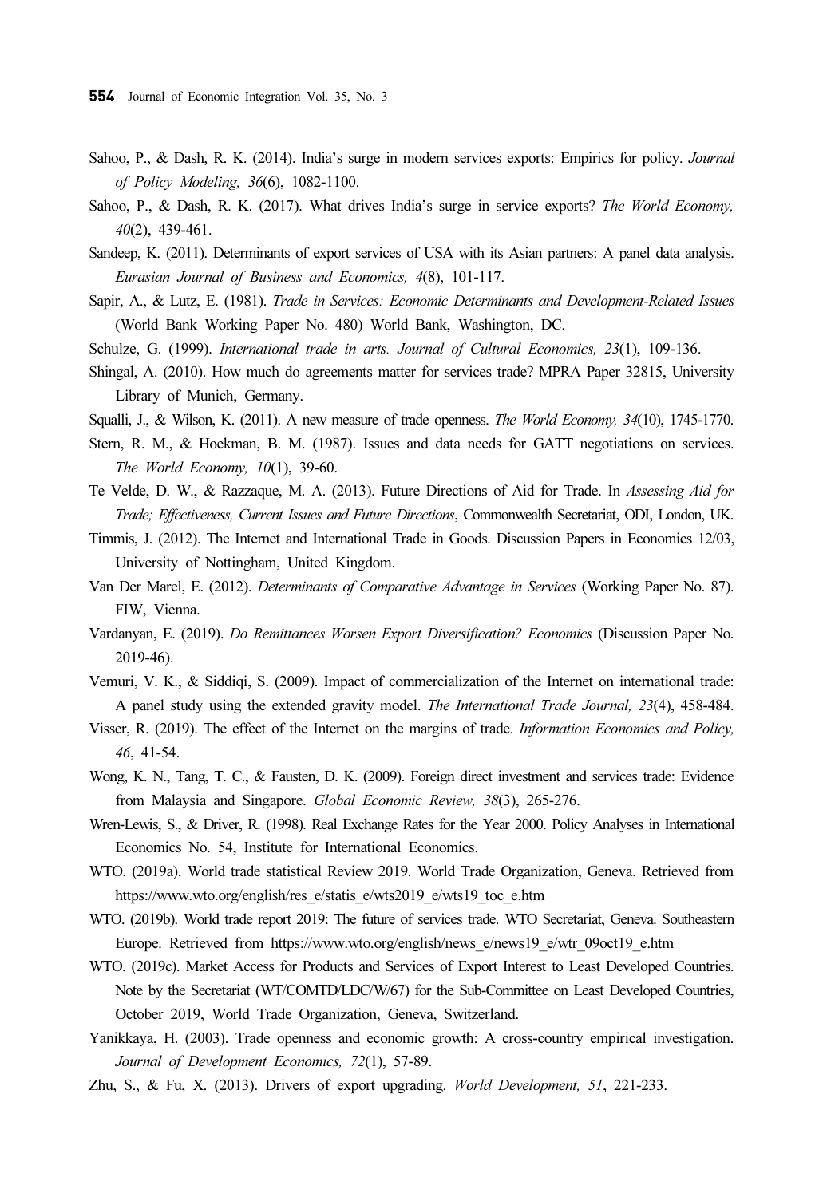Sahoo, P., & Dash, R. K. (2014). India's surge in modern services exports: Empirics for policy. *Journal of Policy Modeling, 36*(6), 1082-1100.

Sahoo, P., & Dash, R. K. (2017). What drives India's surge in service exports? *The World Economy, 40*(2), 439-461.

Sandeep, K. (2011). Determinants of export services of USA with its Asian partners: A panel data analysis. *Eurasian Journal of Business and Economics, 4*(8), 101-117.

Sapir, A., & Lutz, E. (1981). *Trade in Services: Economic Determinants and Development-Related Issues* (World Bank Working Paper No. 480) World Bank, Washington, DC.

Schulze, G. (1999). *International trade in arts. Journal of Cultural Economics, 23*(1), 109-136.

Shingal, A. (2010). How much do agreements matter for services trade? MPRA Paper 32815, University Library of Munich, Germany.

Squalli, J., & Wilson, K. (2011). A new measure of trade openness. *The World Economy, 34*(10), 1745-1770.

Stern, R. M., & Hoekman, B. M. (1987). Issues and data needs for GATT negotiations on services. *The World Economy, 10*(1), 39-60.

Te Velde, D. W., & Razzaque, M. A. (2013). Future Directions of Aid for Trade. In *Assessing Aid for Trade; Effectiveness, Current Issues and Future Directions*, Commonwealth Secretariat, ODI, London, UK.

Timmis, J. (2012). The Internet and International Trade in Goods. Discussion Papers in Economics 12/03, University of Nottingham, United Kingdom.

Van Der Marel, E. (2012). *Determinants of Comparative Advantage in Services* (Working Paper No. 87). FIW, Vienna.

Vardanyan, E. (2019). *Do Remittances Worsen Export Diversification? Economics* (Discussion Paper No. 2019-46).

Vemuri, V. K., & Siddiqi, S. (2009). Impact of commercialization of the Internet on international trade: A panel study using the extended gravity model. *The International Trade Journal, 23*(4), 458-484.

Visser, R. (2019). The effect of the Internet on the margins of trade. *Information Economics and Policy, 46*, 41-54.

Wong, K. N., Tang, T. C., & Fausten, D. K. (2009). Foreign direct investment and services trade: Evidence from Malaysia and Singapore. *Global Economic Review, 38*(3), 265-276.

Wren-Lewis, S., & Driver, R. (1998). Real Exchange Rates for the Year 2000. Policy Analyses in International Economics No. 54, Institute for International Economics.

WTO. (2019a). World trade statistical Review 2019. World Trade Organization, Geneva. Retrieved from https://www.wto.org/english/res_e/statis_e/wts2019_e/wts19_toc_e.htm

WTO. (2019b). World trade report 2019: The future of services trade. WTO Secretariat, Geneva. Southeastern Europe. Retrieved from https://www.wto.org/english/news_e/news19_e/wtr_09oct19_e.htm

WTO. (2019c). Market Access for Products and Services of Export Interest to Least Developed Countries. Note by the Secretariat (WT/COMTD/LDC/W/67) for the Sub-Committee on Least Developed Countries, October 2019, World Trade Organization, Geneva, Switzerland.

Yanikkaya, H. (2003). Trade openness and economic growth: A cross-country empirical investigation. *Journal of Development Economics, 72*(1), 57-89.

Zhu, S., & Fu, X. (2013). Drivers of export upgrading. *World Development, 51*, 221-233.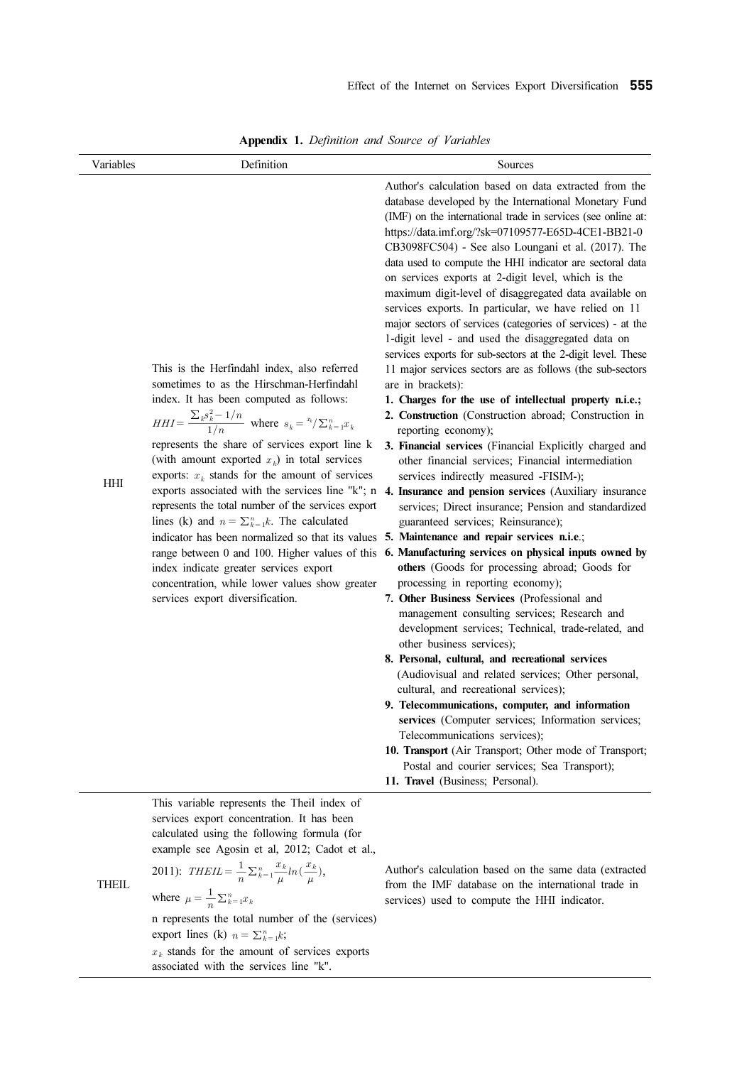**Appendix 1.** *Definition and Source of Variables*

| Variables | Definition | Sources |
|---|---|---|
| HHI | This is the Herfindahl index, also referred sometimes to as the Hirschman-Herfindahl index. It has been computed as follows: $HHI = \frac{\sum_k s_k^2 - 1/n}{1/n}$ where $s_k = {}^{x_k}/\sum_{k=1}^{n} x_k$ represents the share of services export line k (with amount exported $x_k$) in total services exports: $x_k$ stands for the amount of services exports associated with the services line "k"; n represents the total number of the services export lines (k) and $n = \sum_{k=1}^{n} k$. The calculated indicator has been normalized so that its values range between 0 and 100. Higher values of this index indicate greater services export concentration, while lower values show greater services export diversification. | Author's calculation based on data extracted from the database developed by the International Monetary Fund (IMF) on the international trade in services (see online at: https://data.imf.org/?sk=07109577-E65D-4CE1-BB21-0CB3098FC504) - See also Loungani et al. (2017). The data used to compute the HHI indicator are sectoral data on services exports at 2-digit level, which is the maximum digit-level of disaggregated data available on services exports. In particular, we have relied on 11 major sectors of services (categories of services) - at the 1-digit level - and used the disaggregated data on services exports for sub-sectors at the 2-digit level. These 11 major services sectors are as follows (the sub-sectors are in brackets):<br>**1. Charges for the use of intellectual property n.i.e.;**<br>**2. Construction** (Construction abroad; Construction in reporting economy);<br>**3. Financial services** (Financial Explicitly charged and other financial services; Financial intermediation services indirectly measured -FISIM-);<br>**4. Insurance and pension services** (Auxiliary insurance services; Direct insurance; Pension and standardized guaranteed services; Reinsurance);<br>**5. Maintenance and repair services n.i.e**.;<br>**6. Manufacturing services on physical inputs owned by others** (Goods for processing abroad; Goods for processing in reporting economy);<br>**7. Other Business Services** (Professional and management consulting services; Research and development services; Technical, trade-related, and other business services);<br>**8. Personal, cultural, and recreational services** (Audiovisual and related services; Other personal, cultural, and recreational services);<br>**9. Telecommunications, computer, and information services** (Computer services; Information services; Telecommunications services);<br>**10. Transport** (Air Transport; Other mode of Transport; Postal and courier services; Sea Transport);<br>**11. Travel** (Business; Personal). |
| THEIL | This variable represents the Theil index of services export concentration. It has been calculated using the following formula (for example see Agosin et al, 2012; Cadot et al., 2011): $THEIL = \frac{1}{n}\sum_{k=1}^{n}\frac{x_k}{\mu}ln(\frac{x_k}{\mu})$, where $\mu = \frac{1}{n}\sum_{k=1}^{n} x_k$<br>n represents the total number of the (services) export lines (k) $n = \sum_{k=1}^{n} k$;<br>$x_k$ stands for the amount of services exports associated with the services line "k". | Author's calculation based on the same data (extracted from the IMF database on the international trade in services) used to compute the HHI indicator. |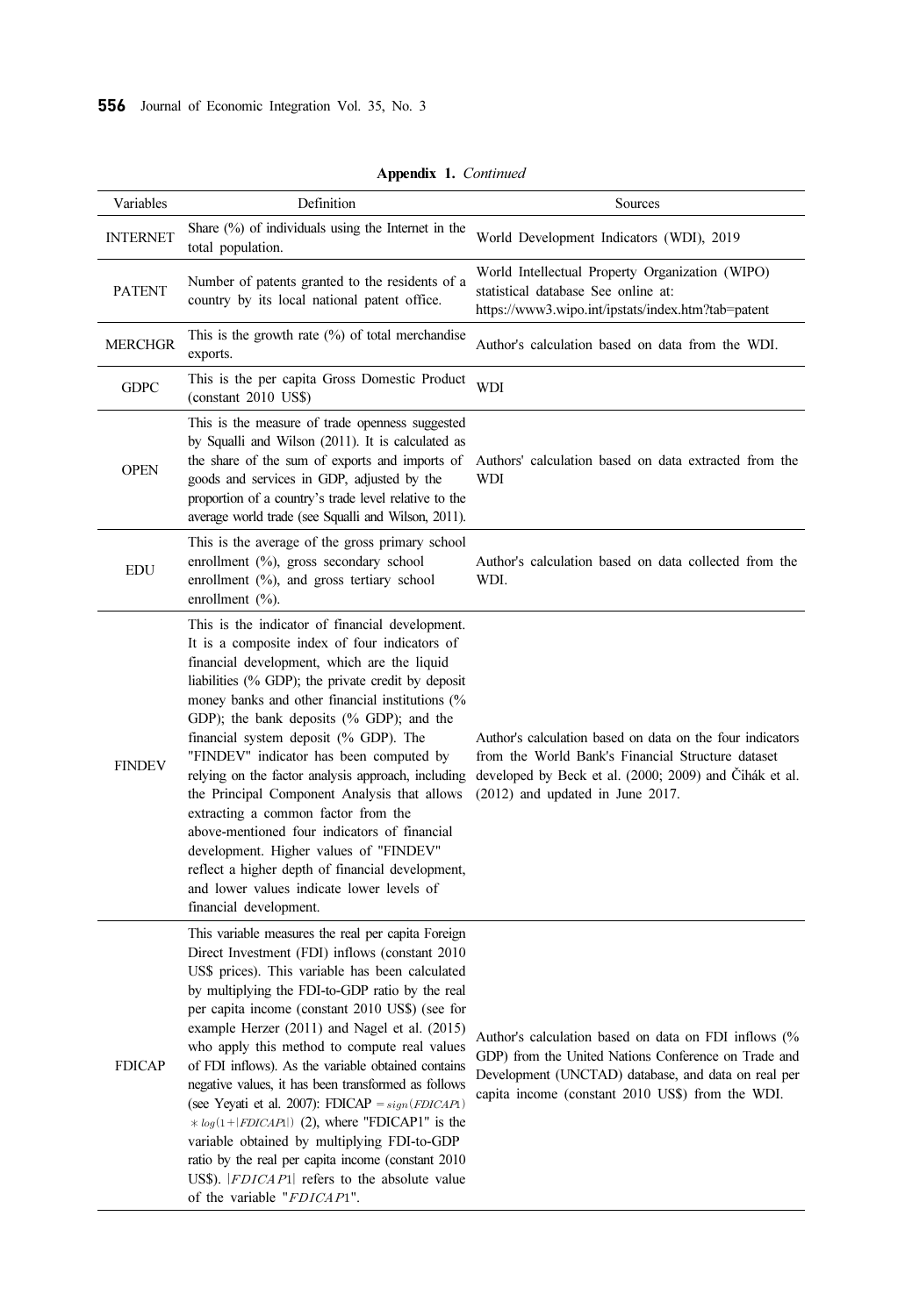**Appendix 1.** *Continued*

| Variables | Definition | Sources |
|---|---|---|
| INTERNET | Share (%) of individuals using the Internet in the total population. | World Development Indicators (WDI), 2019 |
| PATENT | Number of patents granted to the residents of a country by its local national patent office. | World Intellectual Property Organization (WIPO) statistical database See online at: https://www3.wipo.int/ipstats/index.htm?tab=patent |
| MERCHGR | This is the growth rate (%) of total merchandise exports. | Author's calculation based on data from the WDI. |
| GDPC | This is the per capita Gross Domestic Product (constant 2010 US$) | WDI |
| OPEN | This is the measure of trade openness suggested by Squalli and Wilson (2011). It is calculated as the share of the sum of exports and imports of goods and services in GDP, adjusted by the proportion of a country's trade level relative to the average world trade (see Squalli and Wilson, 2011). | Authors' calculation based on data extracted from the WDI |
| EDU | This is the average of the gross primary school enrollment (%), gross secondary school enrollment (%), and gross tertiary school enrollment (%). | Author's calculation based on data collected from the WDI. |
| FINDEV | This is the indicator of financial development. It is a composite index of four indicators of financial development, which are the liquid liabilities (% GDP); the private credit by deposit money banks and other financial institutions (% GDP); the bank deposits (% GDP); and the financial system deposit (% GDP). The "FINDEV" indicator has been computed by relying on the factor analysis approach, including the Principal Component Analysis that allows extracting a common factor from the above-mentioned four indicators of financial development. Higher values of "FINDEV" reflect a higher depth of financial development, and lower values indicate lower levels of financial development. | Author's calculation based on data on the four indicators from the World Bank's Financial Structure dataset developed by Beck et al. (2000; 2009) and Čihák et al. (2012) and updated in June 2017. |
| FDICAP | This variable measures the real per capita Foreign Direct Investment (FDI) inflows (constant 2010 US$ prices). This variable has been calculated by multiplying the FDI-to-GDP ratio by the real per capita income (constant 2010 US$) (see for example Herzer (2011) and Nagel et al. (2015) who apply this method to compute real values of FDI inflows). As the variable obtained contains negative values, it has been transformed as follows (see Yeyati et al. 2007): FDICAP $= sign(FDICAP1) * log(1+\|FDICAP1\|)$ (2), where "FDICAP1" is the variable obtained by multiplying FDI-to-GDP ratio by the real per capita income (constant 2010 US$). $\|FDICAP1\|$ refers to the absolute value of the variable "$FDICAP1$". | Author's calculation based on data on FDI inflows (% GDP) from the United Nations Conference on Trade and Development (UNCTAD) database, and data on real per capita income (constant 2010 US$) from the WDI. |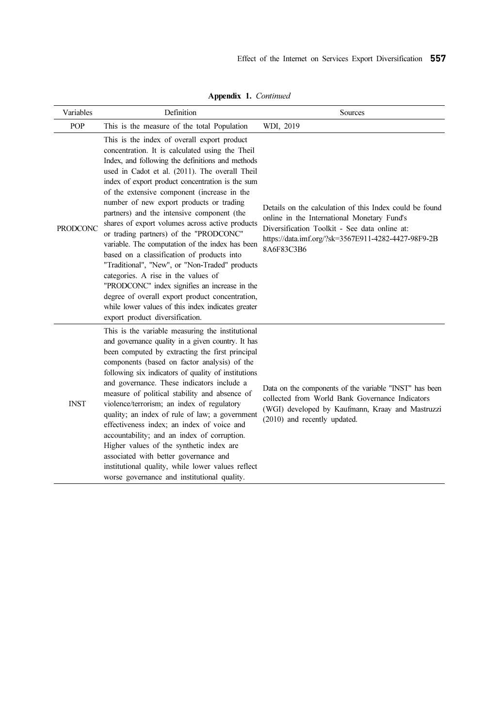**Appendix 1.** *Continued*

| Variables | Definition | Sources |
| --- | --- | --- |
| POP | This is the measure of the total Population | WDI, 2019 |
| PRODCONC | This is the index of overall export product concentration. It is calculated using the Theil Index, and following the definitions and methods used in Cadot et al. (2011). The overall Theil index of export product concentration is the sum of the extensive component (increase in the number of new export products or trading partners) and the intensive component (the shares of export volumes across active products or trading partners) of the "PRODCONC" variable. The computation of the index has been based on a classification of products into "Traditional", "New", or "Non-Traded" products categories. A rise in the values of "PRODCONC" index signifies an increase in the degree of overall export product concentration, while lower values of this index indicates greater export product diversification. | Details on the calculation of this Index could be found online in the International Monetary Fund's Diversification Toolkit - See data online at: https://data.imf.org/?sk=3567E911-4282-4427-98F9-2B8A6F83C3B6 |
| INST | This is the variable measuring the institutional and governance quality in a given country. It has been computed by extracting the first principal components (based on factor analysis) of the following six indicators of quality of institutions and governance. These indicators include a measure of political stability and absence of violence/terrorism; an index of regulatory quality; an index of rule of law; a government effectiveness index; an index of voice and accountability; and an index of corruption. Higher values of the synthetic index are associated with better governance and institutional quality, while lower values reflect worse governance and institutional quality. | Data on the components of the variable "INST" has been collected from World Bank Governance Indicators (WGI) developed by Kaufmann, Kraay and Mastruzzi (2010) and recently updated. |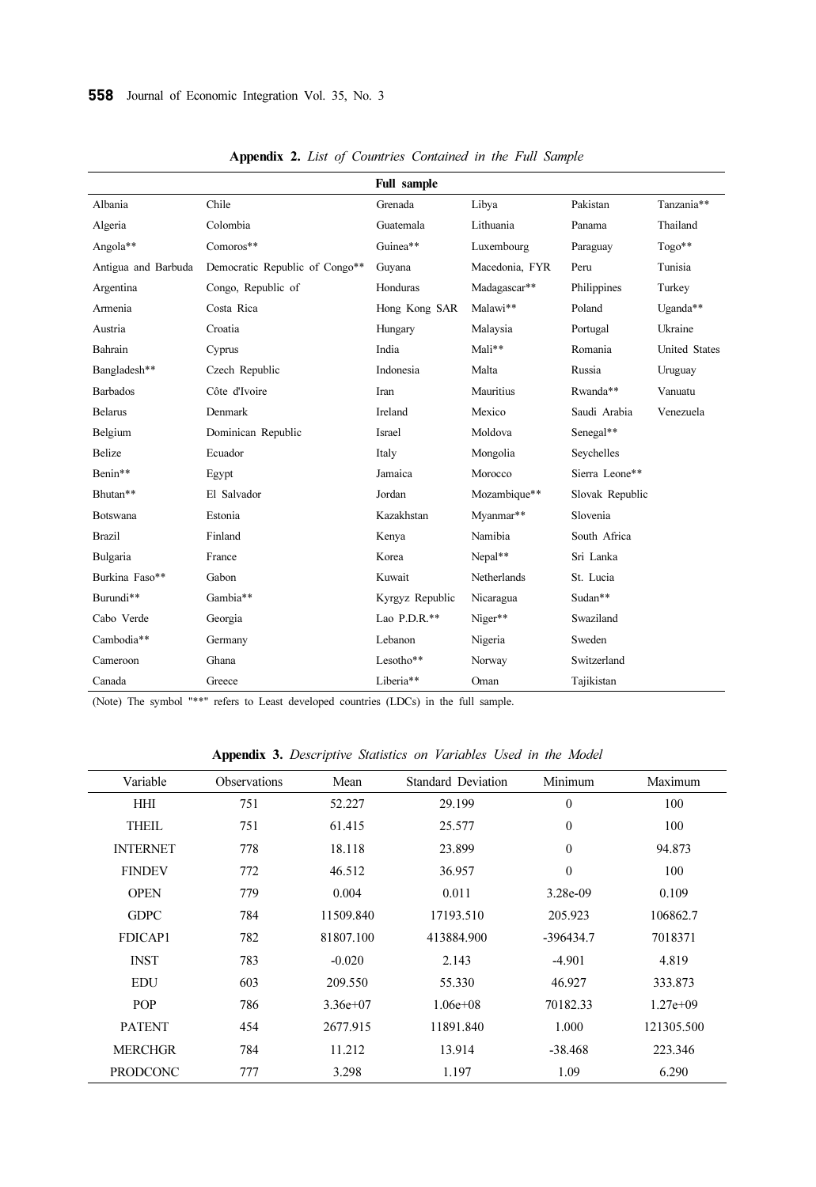**Appendix 2.** *List of Countries Contained in the Full Sample*

| Full sample | | | | | |
|---|---|---|---|---|---|
| Albania | Chile | Grenada | Libya | Pakistan | Tanzania** |
| Algeria | Colombia | Guatemala | Lithuania | Panama | Thailand |
| Angola** | Comoros** | Guinea** | Luxembourg | Paraguay | Togo** |
| Antigua and Barbuda | Democratic Republic of Congo** | Guyana | Macedonia, FYR | Peru | Tunisia |
| Argentina | Congo, Republic of | Honduras | Madagascar** | Philippines | Turkey |
| Armenia | Costa Rica | Hong Kong SAR | Malawi** | Poland | Uganda** |
| Austria | Croatia | Hungary | Malaysia | Portugal | Ukraine |
| Bahrain | Cyprus | India | Mali** | Romania | United States |
| Bangladesh** | Czech Republic | Indonesia | Malta | Russia | Uruguay |
| Barbados | Côte d'Ivoire | Iran | Mauritius | Rwanda** | Vanuatu |
| Belarus | Denmark | Ireland | Mexico | Saudi Arabia | Venezuela |
| Belgium | Dominican Republic | Israel | Moldova | Senegal** | |
| Belize | Ecuador | Italy | Mongolia | Seychelles | |
| Benin** | Egypt | Jamaica | Morocco | Sierra Leone** | |
| Bhutan** | El Salvador | Jordan | Mozambique** | Slovak Republic | |
| Botswana | Estonia | Kazakhstan | Myanmar** | Slovenia | |
| Brazil | Finland | Kenya | Namibia | South Africa | |
| Bulgaria | France | Korea | Nepal** | Sri Lanka | |
| Burkina Faso** | Gabon | Kuwait | Netherlands | St. Lucia | |
| Burundi** | Gambia** | Kyrgyz Republic | Nicaragua | Sudan** | |
| Cabo Verde | Georgia | Lao P.D.R.** | Niger** | Swaziland | |
| Cambodia** | Germany | Lebanon | Nigeria | Sweden | |
| Cameroon | Ghana | Lesotho** | Norway | Switzerland | |
| Canada | Greece | Liberia** | Oman | Tajikistan | |

(Note) The symbol "**" refers to Least developed countries (LDCs) in the full sample.

**Appendix 3.** *Descriptive Statistics on Variables Used in the Model*

| Variable | Observations | Mean | Standard Deviation | Minimum | Maximum |
|---|---|---|---|---|---|
| HHI | 751 | 52.227 | 29.199 | 0 | 100 |
| THEIL | 751 | 61.415 | 25.577 | 0 | 100 |
| INTERNET | 778 | 18.118 | 23.899 | 0 | 94.873 |
| FINDEV | 772 | 46.512 | 36.957 | 0 | 100 |
| OPEN | 779 | 0.004 | 0.011 | 3.28e-09 | 0.109 |
| GDPC | 784 | 11509.840 | 17193.510 | 205.923 | 106862.7 |
| FDICAP1 | 782 | 81807.100 | 413884.900 | -396434.7 | 7018371 |
| INST | 783 | -0.020 | 2.143 | -4.901 | 4.819 |
| EDU | 603 | 209.550 | 55.330 | 46.927 | 333.873 |
| POP | 786 | 3.36e+07 | 1.06e+08 | 70182.33 | 1.27e+09 |
| PATENT | 454 | 2677.915 | 11891.840 | 1.000 | 121305.500 |
| MERCHGR | 784 | 11.212 | 13.914 | -38.468 | 223.346 |
| PRODCONC | 777 | 3.298 | 1.197 | 1.09 | 6.290 |